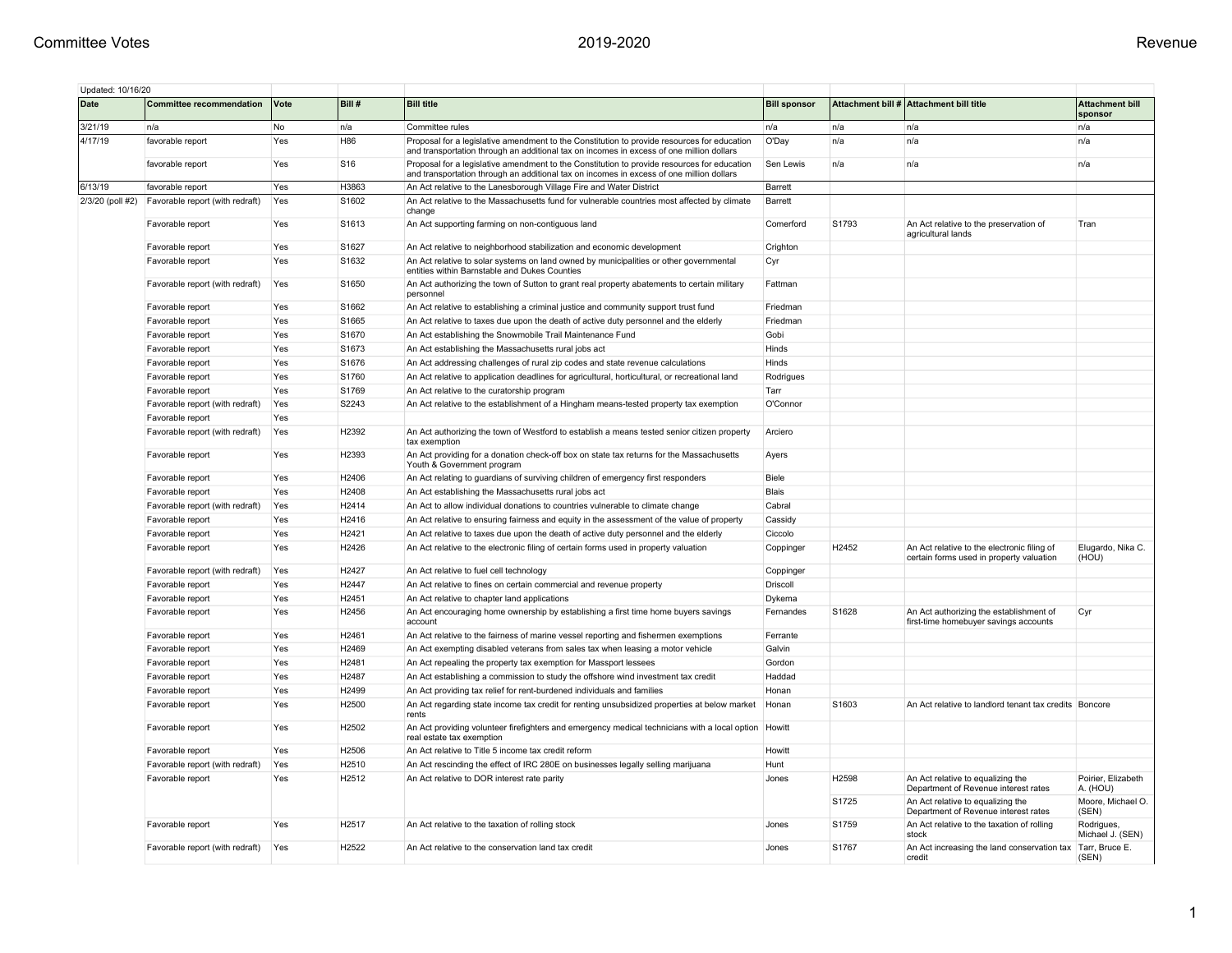Updated: 10/16/20

| Date | Committee recommendation | Vote | Bill # | Bill title | Bill sponsor | Attachment bill # | Attachment bill title | Attachment bill sponsor |
|---|---|---|---|---|---|---|---|---|
| 3/21/19 | n/a | No | n/a | Committee rules | n/a | n/a | n/a | n/a |
| 4/17/19 | favorable report | Yes | H86 | Proposal for a legislative amendment to the Constitution to provide resources for education and transportation through an additional tax on incomes in excess of one million dollars | O'Day | n/a | n/a | n/a |
| | favorable report | Yes | S16 | Proposal for a legislative amendment to the Constitution to provide resources for education and transportation through an additional tax on incomes in excess of one million dollars | Sen Lewis | n/a | n/a | n/a |
| 6/13/19 | favorable report | Yes | H3863 | An Act relative to the Lanesborough Village Fire and Water District | Barrett | | | |
| 2/3/20 (poll #2) | Favorable report (with redraft) | Yes | S1602 | An Act relative to the Massachusetts fund for vulnerable countries most affected by climate change | Barrett | | | |
| | Favorable report | Yes | S1613 | An Act supporting farming on non-contiguous land | Comerford | S1793 | An Act relative to the preservation of agricultural lands | Tran |
| | Favorable report | Yes | S1627 | An Act relative to neighborhood stabilization and economic development | Crighton | | | |
| | Favorable report | Yes | S1632 | An Act relative to solar systems on land owned by municipalities or other governmental entities within Barnstable and Dukes Counties | Cyr | | | |
| | Favorable report (with redraft) | Yes | S1650 | An Act authorizing the town of Sutton to grant real property abatements to certain military personnel | Fattman | | | |
| | Favorable report | Yes | S1662 | An Act relative to establishing a criminal justice and community support trust fund | Friedman | | | |
| | Favorable report | Yes | S1665 | An Act relative to taxes due upon the death of active duty personnel and the elderly | Friedman | | | |
| | Favorable report | Yes | S1670 | An Act establishing the Snowmobile Trail Maintenance Fund | Gobi | | | |
| | Favorable report | Yes | S1673 | An Act establishing the Massachusetts rural jobs act | Hinds | | | |
| | Favorable report | Yes | S1676 | An Act addressing challenges of rural zip codes and state revenue calculations | Hinds | | | |
| | Favorable report | Yes | S1760 | An Act relative to application deadlines for agricultural, horticultural, or recreational land | Rodrigues | | | |
| | Favorable report | Yes | S1769 | An Act relative to the curatorship program | Tarr | | | |
| | Favorable report (with redraft) | Yes | S2243 | An Act relative to the establishment of a Hingham means-tested property tax exemption | O'Connor | | | |
| | Favorable report | Yes | | | | | | |
| | Favorable report (with redraft) | Yes | H2392 | An Act authorizing the town of Westford to establish a means tested senior citizen property tax exemption | Arciero | | | |
| | Favorable report | Yes | H2393 | An Act providing for a donation check-off box on state tax returns for the Massachusetts Youth & Government program | Ayers | | | |
| | Favorable report | Yes | H2406 | An Act relating to guardians of surviving children of emergency first responders | Biele | | | |
| | Favorable report | Yes | H2408 | An Act establishing the Massachusetts rural jobs act | Blais | | | |
| | Favorable report (with redraft) | Yes | H2414 | An Act to allow individual donations to countries vulnerable to climate change | Cabral | | | |
| | Favorable report | Yes | H2416 | An Act relative to ensuring fairness and equity in the assessment of the value of property | Cassidy | | | |
| | Favorable report | Yes | H2421 | An Act relative to taxes due upon the death of active duty personnel and the elderly | Ciccolo | | | |
| | Favorable report | Yes | H2426 | An Act relative to the electronic filing of certain forms used in property valuation | Coppinger | H2452 | An Act relative to the electronic filing of certain forms used in property valuation | Elugardo, Nika C. (HOU) |
| | Favorable report (with redraft) | Yes | H2427 | An Act relative to fuel cell technology | Coppinger | | | |
| | Favorable report | Yes | H2447 | An Act relative to fines on certain commercial and revenue property | Driscoll | | | |
| | Favorable report | Yes | H2451 | An Act relative to chapter land applications | Dykema | | | |
| | Favorable report | Yes | H2456 | An Act encouraging home ownership by establishing a first time home buyers savings account | Fernandes | S1628 | An Act authorizing the establishment of first-time homebuyer savings accounts | Cyr |
| | Favorable report | Yes | H2461 | An Act relative to the fairness of marine vessel reporting and fishermen exemptions | Ferrante | | | |
| | Favorable report | Yes | H2469 | An Act exempting disabled veterans from sales tax when leasing a motor vehicle | Galvin | | | |
| | Favorable report | Yes | H2481 | An Act repealing the property tax exemption for Massport lessees | Gordon | | | |
| | Favorable report | Yes | H2487 | An Act establishing a commission to study the offshore wind investment tax credit | Haddad | | | |
| | Favorable report | Yes | H2499 | An Act providing tax relief for rent-burdened individuals and families | Honan | | | |
| | Favorable report | Yes | H2500 | An Act regarding state income tax credit for renting unsubsidized properties at below market rents | Honan | S1603 | An Act relative to landlord tenant tax credits | Boncore |
| | Favorable report | Yes | H2502 | An Act providing volunteer firefighters and emergency medical technicians with a local option real estate tax exemption | Howitt | | | |
| | Favorable report | Yes | H2506 | An Act relative to Title 5 income tax credit reform | Howitt | | | |
| | Favorable report (with redraft) | Yes | H2510 | An Act rescinding the effect of IRC 280E on businesses legally selling marijuana | Hunt | | | |
| | Favorable report | Yes | H2512 | An Act relative to DOR interest rate parity | Jones | H2598 | An Act relative to equalizing the Department of Revenue interest rates | Poirier, Elizabeth A. (HOU) |
| | | | | | | S1725 | An Act relative to equalizing the Department of Revenue interest rates | Moore, Michael O. (SEN) |
| | Favorable report | Yes | H2517 | An Act relative to the taxation of rolling stock | Jones | S1759 | An Act relative to the taxation of rolling stock | Rodrigues, Michael J. (SEN) |
| | Favorable report (with redraft) | Yes | H2522 | An Act relative to the conservation land tax credit | Jones | S1767 | An Act increasing the land conservation tax credit | Tarr, Bruce E. (SEN) |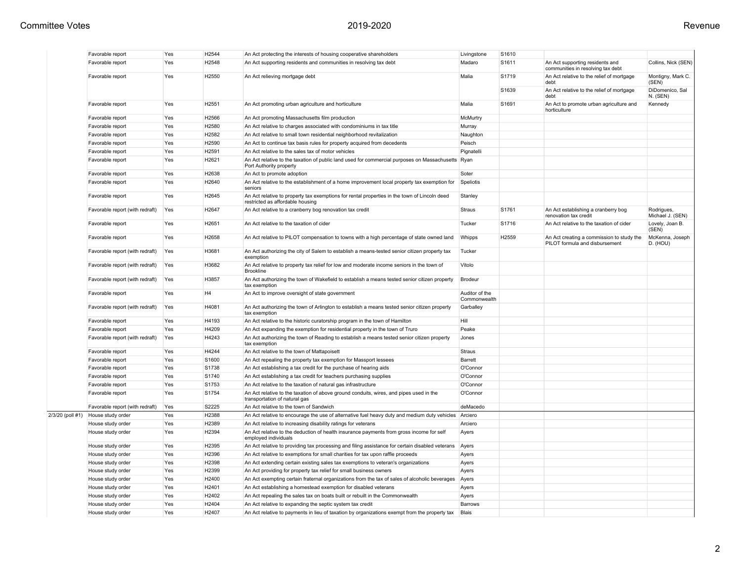| | | | | | | | | |
|---|---|---|---|---|---|---|---|---|
| | Favorable report | Yes | H2544 | An Act protecting the interests of housing cooperative shareholders | Livingstone | S1610 | | |
| | Favorable report | Yes | H2548 | An Act supporting residents and communities in resolving tax debt | Madaro | S1611 | An Act supporting residents and communities in resolving tax debt | Collins, Nick (SEN) |
| | Favorable report | Yes | H2550 | An Act relieving mortgage debt | Malia | S1719 | An Act relative to the relief of mortgage debt | Montigny, Mark C. (SEN) |
| | | | | | | S1639 | An Act relative to the relief of mortgage debt | DiDomenico, Sal N. (SEN) |
| | Favorable report | Yes | H2551 | An Act promoting urban agriculture and horticulture | Malia | S1691 | An Act to promote urban agriculture and horticulture | Kennedy |
| | Favorable report | Yes | H2566 | An Act promoting Massachusetts film production | McMurtry | | | |
| | Favorable report | Yes | H2580 | An Act relative to charges associated with condominiums in tax title | Murray | | | |
| | Favorable report | Yes | H2582 | An Act relative to small town residential neighborhood revitalization | Naughton | | | |
| | Favorable report | Yes | H2590 | An Act to continue tax basis rules for property acquired from decedents | Peisch | | | |
| | Favorable report | Yes | H2591 | An Act relative to the sales tax of motor vehicles | Pignatelli | | | |
| | Favorable report | Yes | H2621 | An Act relative to the taxation of public land used for commercial purposes on Massachusetts Port Authority property | Ryan | | | |
| | Favorable report | Yes | H2638 | An Act to promote adoption | Soter | | | |
| | Favorable report | Yes | H2640 | An Act relative to the establishment of a home improvement local property tax exemption for seniors | Speliotis | | | |
| | Favorable report | Yes | H2645 | An Act relative to property tax exemptions for rental properties in the town of Lincoln deed restricted as affordable housing | Stanley | | | |
| | Favorable report (with redraft) | Yes | H2647 | An Act relative to a cranberry bog renovation tax credit | Straus | S1761 | An Act establishing a cranberry bog renovation tax credit | Rodrigues, Michael J. (SEN) |
| | Favorable report | Yes | H2651 | An Act relative to the taxation of cider | Tucker | S1716 | An Act relative to the taxation of cider | Lovely, Joan B. (SEN) |
| | Favorable report | Yes | H2658 | An Act relative to PILOT compensation to towns with a high percentage of state owned land | Whipps | H2559 | An Act creating a commission to study the PILOT formula and disbursement | McKenna, Joseph D. (HOU) |
| | Favorable report (with redraft) | Yes | H3681 | An Act authorizing the city of Salem to establish a means-tested senior citizen property tax exemption | Tucker | | | |
| | Favorable report (with redraft) | Yes | H3682 | An Act relative to property tax relief for low and moderate income seniors in the town of Brookline | Vitolo | | | |
| | Favorable report (with redraft) | Yes | H3857 | An Act authorizing the town of Wakefield to establish a means tested senior citizen property tax exemption | Brodeur | | | |
| | Favorable report | Yes | H4 | An Act to improve oversight of state government | Auditor of the Commonwealth | | | |
| | Favorable report (with redraft) | Yes | H4081 | An Act authorizing the town of Arlington to establish a means tested senior citizen property tax exemption | Garballey | | | |
| | Favorable report | Yes | H4193 | An Act relative to the historic curatorship program in the town of Hamilton | Hill | | | |
| | Favorable report | Yes | H4209 | An Act expanding the exemption for residential property in the town of Truro | Peake | | | |
| | Favorable report (with redraft) | Yes | H4243 | An Act authorizing the town of Reading to establish a means tested senior citizen property tax exemption | Jones | | | |
| | Favorable report | Yes | H4244 | An Act relative to the town of Mattapoisett | Straus | | | |
| | Favorable report | Yes | S1600 | An Act repealing the property tax exemption for Massport lessees | Barrett | | | |
| | Favorable report | Yes | S1738 | An Act establishing a tax credit for the purchase of hearing aids | O'Connor | | | |
| | Favorable report | Yes | S1740 | An Act establishing a tax credit for teachers purchasing supplies | O'Connor | | | |
| | Favorable report | Yes | S1753 | An Act relative to the taxation of natural gas infrastructure | O'Connor | | | |
| | Favorable report | Yes | S1754 | An Act relative to the taxation of above ground conduits, wires, and pipes used in the transportation of natural gas | O'Connor | | | |
| | Favorable report (with redraft) | Yes | S2225 | An Act relative to the town of Sandwich | deMacedo | | | |
| 2/3/20 (poll #1) | House study order | Yes | H2388 | An Act relative to encourage the use of alternative fuel heavy duty and medium duty vehicles | Arciero | | | |
| | House study order | Yes | H2389 | An Act relative to increasing disability ratings for veterans | Arciero | | | |
| | House study order | Yes | H2394 | An Act relative to the deduction of health insurance payments from gross income for self employed individuals | Ayers | | | |
| | House study order | Yes | H2395 | An Act relative to providing tax processing and filing assistance for certain disabled veterans | Ayers | | | |
| | House study order | Yes | H2396 | An Act relative to exemptions for small charities for tax upon raffle proceeds | Ayers | | | |
| | House study order | Yes | H2398 | An Act extending certain existing sales tax exemptions to veteran's organizations | Ayers | | | |
| | House study order | Yes | H2399 | An Act providing for property tax relief for small business owners | Ayers | | | |
| | House study order | Yes | H2400 | An Act exempting certain fraternal organizations from the tax of sales of alcoholic beverages | Ayers | | | |
| | House study order | Yes | H2401 | An Act establishing a homestead exemption for disabled veterans | Ayers | | | |
| | House study order | Yes | H2402 | An Act repealing the sales tax on boats built or rebuilt in the Commonwealth | Ayers | | | |
| | House study order | Yes | H2404 | An Act relative to expanding the septic system tax credit | Barrows | | | |
| | House study order | Yes | H2407 | An Act relative to payments in lieu of taxation by organizations exempt from the property tax | Blais | | | |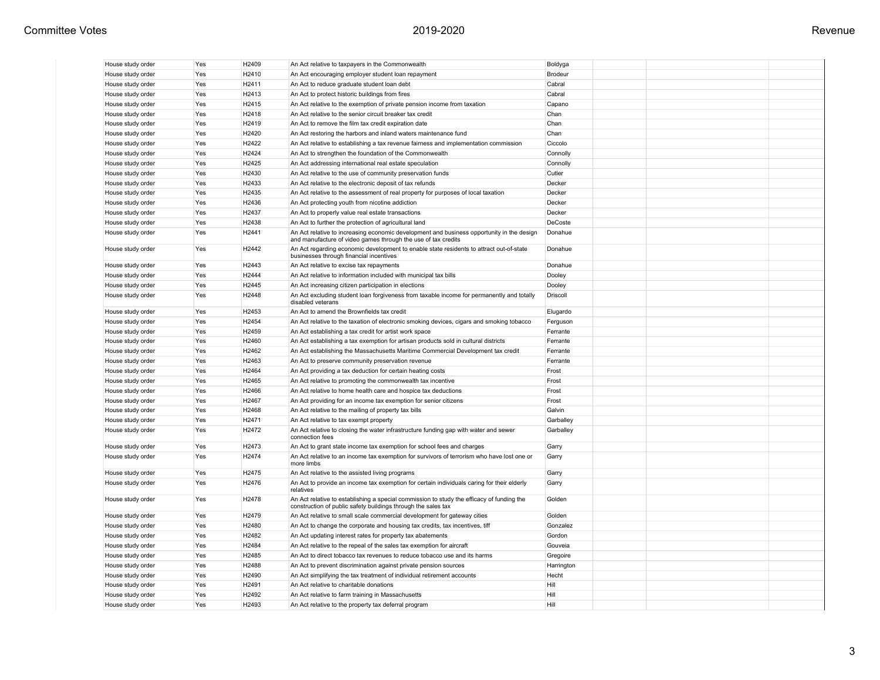| | | | | | | | | |
|---|---|---|---|---|---|---|---|---|
| House study order | Yes | H2409 | An Act relative to taxpayers in the Commonwealth | Boldyga | | | | |
| House study order | Yes | H2410 | An Act encouraging employer student loan repayment | Brodeur | | | | |
| House study order | Yes | H2411 | An Act to reduce graduate student loan debt | Cabral | | | | |
| House study order | Yes | H2413 | An Act to protect historic buildings from fires | Cabral | | | | |
| House study order | Yes | H2415 | An Act relative to the exemption of private pension income from taxation | Capano | | | | |
| House study order | Yes | H2418 | An Act relative to the senior circuit breaker tax credit | Chan | | | | |
| House study order | Yes | H2419 | An Act to remove the film tax credit expiration date | Chan | | | | |
| House study order | Yes | H2420 | An Act restoring the harbors and inland waters maintenance fund | Chan | | | | |
| House study order | Yes | H2422 | An Act relative to establishing a tax revenue fairness and implementation commission | Ciccolo | | | | |
| House study order | Yes | H2424 | An Act to strengthen the foundation of the Commonwealth | Connolly | | | | |
| House study order | Yes | H2425 | An Act addressing international real estate speculation | Connolly | | | | |
| House study order | Yes | H2430 | An Act relative to the use of community preservation funds | Cutler | | | | |
| House study order | Yes | H2433 | An Act relative to the electronic deposit of tax refunds | Decker | | | | |
| House study order | Yes | H2435 | An Act relative to the assessment of real property for purposes of local taxation | Decker | | | | |
| House study order | Yes | H2436 | An Act protecting youth from nicotine addiction | Decker | | | | |
| House study order | Yes | H2437 | An Act to properly value real estate transactions | Decker | | | | |
| House study order | Yes | H2438 | An Act to further the protection of agricultural land | DeCoste | | | | |
| House study order | Yes | H2441 | An Act relative to increasing economic development and business opportunity in the design and manufacture of video games through the use of tax credits | Donahue | | | | |
| House study order | Yes | H2442 | An Act regarding economic development to enable state residents to attract out-of-state businesses through financial incentives | Donahue | | | | |
| House study order | Yes | H2443 | An Act relative to excise tax repayments | Donahue | | | | |
| House study order | Yes | H2444 | An Act relative to information included with municipal tax bills | Dooley | | | | |
| House study order | Yes | H2445 | An Act increasing citizen participation in elections | Dooley | | | | |
| House study order | Yes | H2448 | An Act excluding student loan forgiveness from taxable income for permanently and totally disabled veterans | Driscoll | | | | |
| House study order | Yes | H2453 | An Act to amend the Brownfields tax credit | Elugardo | | | | |
| House study order | Yes | H2454 | An Act relative to the taxation of electronic smoking devices, cigars and smoking tobacco | Ferguson | | | | |
| House study order | Yes | H2459 | An Act establishing a tax credit for artist work space | Ferrante | | | | |
| House study order | Yes | H2460 | An Act establishing a tax exemption for artisan products sold in cultural districts | Ferrante | | | | |
| House study order | Yes | H2462 | An Act establishing the Massachusetts Maritime Commercial Development tax credit | Ferrante | | | | |
| House study order | Yes | H2463 | An Act to preserve community preservation revenue | Ferrante | | | | |
| House study order | Yes | H2464 | An Act providing a tax deduction for certain heating costs | Frost | | | | |
| House study order | Yes | H2465 | An Act relative to promoting the commonwealth tax incentive | Frost | | | | |
| House study order | Yes | H2466 | An Act relative to home health care and hospice tax deductions | Frost | | | | |
| House study order | Yes | H2467 | An Act providing for an income tax exemption for senior citizens | Frost | | | | |
| House study order | Yes | H2468 | An Act relative to the mailing of property tax bills | Galvin | | | | |
| House study order | Yes | H2471 | An Act relative to tax exempt property | Garballey | | | | |
| House study order | Yes | H2472 | An Act relative to closing the water infrastructure funding gap with water and sewer connection fees | Garballey | | | | |
| House study order | Yes | H2473 | An Act to grant state income tax exemption for school fees and charges | Garry | | | | |
| House study order | Yes | H2474 | An Act relative to an income tax exemption for survivors of terrorism who have lost one or more limbs | Garry | | | | |
| House study order | Yes | H2475 | An Act relative to the assisted living programs | Garry | | | | |
| House study order | Yes | H2476 | An Act to provide an income tax exemption for certain individuals caring for their elderly relatives | Garry | | | | |
| House study order | Yes | H2478 | An Act relative to establishing a special commission to study the efficacy of funding the construction of public safety buildings through the sales tax | Golden | | | | |
| House study order | Yes | H2479 | An Act relative to small scale commercial development for gateway cities | Golden | | | | |
| House study order | Yes | H2480 | An Act to change the corporate and housing tax credits, tax incentives, tiff | Gonzalez | | | | |
| House study order | Yes | H2482 | An Act updating interest rates for property tax abatements | Gordon | | | | |
| House study order | Yes | H2484 | An Act relative to the repeal of the sales tax exemption for aircraft | Gouveia | | | | |
| House study order | Yes | H2485 | An Act to direct tobacco tax revenues to reduce tobacco use and its harms | Gregoire | | | | |
| House study order | Yes | H2488 | An Act to prevent discrimination against private pension sources | Harrington | | | | |
| House study order | Yes | H2490 | An Act simplifying the tax treatment of individual retirement accounts | Hecht | | | | |
| House study order | Yes | H2491 | An Act relative to charitable donations | Hill | | | | |
| House study order | Yes | H2492 | An Act relative to farm training in Massachusetts | Hill | | | | |
| House study order | Yes | H2493 | An Act relative to the property tax deferral program | Hill | | | | |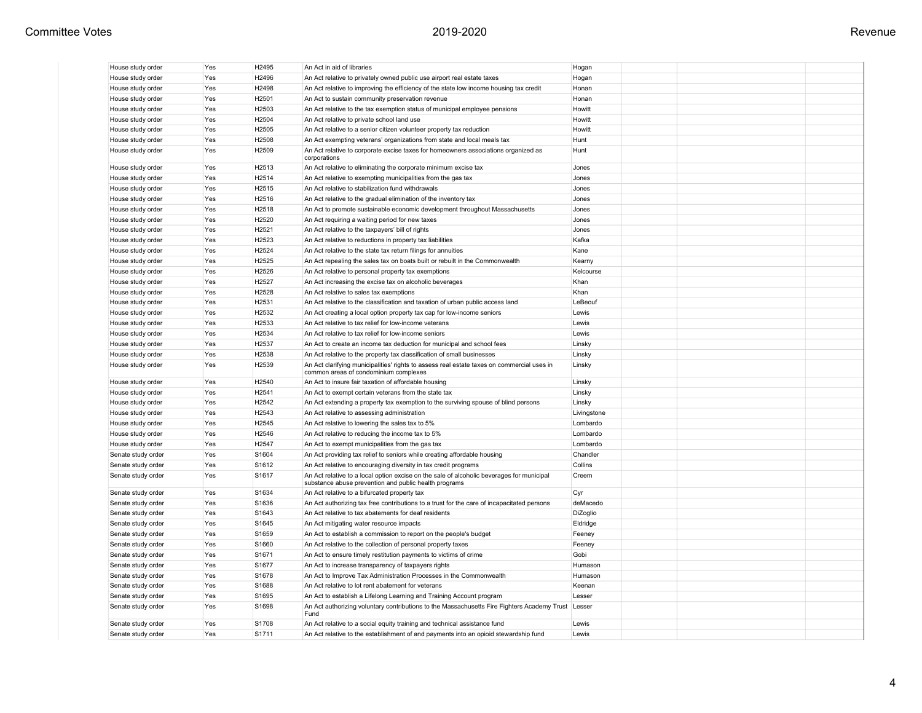| | | | | | | | |
|---|---|---|---|---|---|---|---|
| House study order | Yes | H2495 | An Act in aid of libraries | Hogan | | | |
| House study order | Yes | H2496 | An Act relative to privately owned public use airport real estate taxes | Hogan | | | |
| House study order | Yes | H2498 | An Act relative to improving the efficiency of the state low income housing tax credit | Honan | | | |
| House study order | Yes | H2501 | An Act to sustain community preservation revenue | Honan | | | |
| House study order | Yes | H2503 | An Act relative to the tax exemption status of municipal employee pensions | Howitt | | | |
| House study order | Yes | H2504 | An Act relative to private school land use | Howitt | | | |
| House study order | Yes | H2505 | An Act relative to a senior citizen volunteer property tax reduction | Howitt | | | |
| House study order | Yes | H2508 | An Act exempting veterans' organizations from state and local meals tax | Hunt | | | |
| House study order | Yes | H2509 | An Act relative to corporate excise taxes for homeowners associations organized as corporations | Hunt | | | |
| House study order | Yes | H2513 | An Act relative to eliminating the corporate minimum excise tax | Jones | | | |
| House study order | Yes | H2514 | An Act relative to exempting municipalities from the gas tax | Jones | | | |
| House study order | Yes | H2515 | An Act relative to stabilization fund withdrawals | Jones | | | |
| House study order | Yes | H2516 | An Act relative to the gradual elimination of the inventory tax | Jones | | | |
| House study order | Yes | H2518 | An Act to promote sustainable economic development throughout Massachusetts | Jones | | | |
| House study order | Yes | H2520 | An Act requiring a waiting period for new taxes | Jones | | | |
| House study order | Yes | H2521 | An Act relative to the taxpayers' bill of rights | Jones | | | |
| House study order | Yes | H2523 | An Act relative to reductions in property tax liabilities | Kafka | | | |
| House study order | Yes | H2524 | An Act relative to the state tax return filings for annuities | Kane | | | |
| House study order | Yes | H2525 | An Act repealing the sales tax on boats built or rebuilt in the Commonwealth | Kearny | | | |
| House study order | Yes | H2526 | An Act relative to personal property tax exemptions | Kelcourse | | | |
| House study order | Yes | H2527 | An Act increasing the excise tax on alcoholic beverages | Khan | | | |
| House study order | Yes | H2528 | An Act relative to sales tax exemptions | Khan | | | |
| House study order | Yes | H2531 | An Act relative to the classification and taxation of urban public access land | LeBeouf | | | |
| House study order | Yes | H2532 | An Act creating a local option property tax cap for low-income seniors | Lewis | | | |
| House study order | Yes | H2533 | An Act relative to tax relief for low-income veterans | Lewis | | | |
| House study order | Yes | H2534 | An Act relative to tax relief for low-income seniors | Lewis | | | |
| House study order | Yes | H2537 | An Act to create an income tax deduction for municipal and school fees | Linsky | | | |
| House study order | Yes | H2538 | An Act relative to the property tax classification of small businesses | Linsky | | | |
| House study order | Yes | H2539 | An Act clarifying municipalities' rights to assess real estate taxes on commercial uses in common areas of condominium complexes | Linsky | | | |
| House study order | Yes | H2540 | An Act to insure fair taxation of affordable housing | Linsky | | | |
| House study order | Yes | H2541 | An Act to exempt certain veterans from the state tax | Linsky | | | |
| House study order | Yes | H2542 | An Act extending a property tax exemption to the surviving spouse of blind persons | Linsky | | | |
| House study order | Yes | H2543 | An Act relative to assessing administration | Livingstone | | | |
| House study order | Yes | H2545 | An Act relative to lowering the sales tax to 5% | Lombardo | | | |
| House study order | Yes | H2546 | An Act relative to reducing the income tax to 5% | Lombardo | | | |
| House study order | Yes | H2547 | An Act to exempt municipalities from the gas tax | Lombardo | | | |
| Senate study order | Yes | S1604 | An Act providing tax relief to seniors while creating affordable housing | Chandler | | | |
| Senate study order | Yes | S1612 | An Act relative to encouraging diversity in tax credit programs | Collins | | | |
| Senate study order | Yes | S1617 | An Act relative to a local option excise on the sale of alcoholic beverages for municipal substance abuse prevention and public health programs | Creem | | | |
| Senate study order | Yes | S1634 | An Act relative to a bifurcated property tax | Cyr | | | |
| Senate study order | Yes | S1636 | An Act authorizing tax free contributions to a trust for the care of incapacitated persons | deMacedo | | | |
| Senate study order | Yes | S1643 | An Act relative to tax abatements for deaf residents | DiZoglio | | | |
| Senate study order | Yes | S1645 | An Act mitigating water resource impacts | Eldridge | | | |
| Senate study order | Yes | S1659 | An Act to establish a commission to report on the people's budget | Feeney | | | |
| Senate study order | Yes | S1660 | An Act relative to the collection of personal property taxes | Feeney | | | |
| Senate study order | Yes | S1671 | An Act to ensure timely restitution payments to victims of crime | Gobi | | | |
| Senate study order | Yes | S1677 | An Act to increase transparency of taxpayers rights | Humason | | | |
| Senate study order | Yes | S1678 | An Act to Improve Tax Administration Processes in the Commonwealth | Humason | | | |
| Senate study order | Yes | S1688 | An Act relative to lot rent abatement for veterans | Keenan | | | |
| Senate study order | Yes | S1695 | An Act to establish a Lifelong Learning and Training Account program | Lesser | | | |
| Senate study order | Yes | S1698 | An Act authorizing voluntary contributions to the Massachusetts Fire Fighters Academy Trust Fund | Lesser | | | |
| Senate study order | Yes | S1708 | An Act relative to a social equity training and technical assistance fund | Lewis | | | |
| Senate study order | Yes | S1711 | An Act relative to the establishment of and payments into an opioid stewardship fund | Lewis | | | |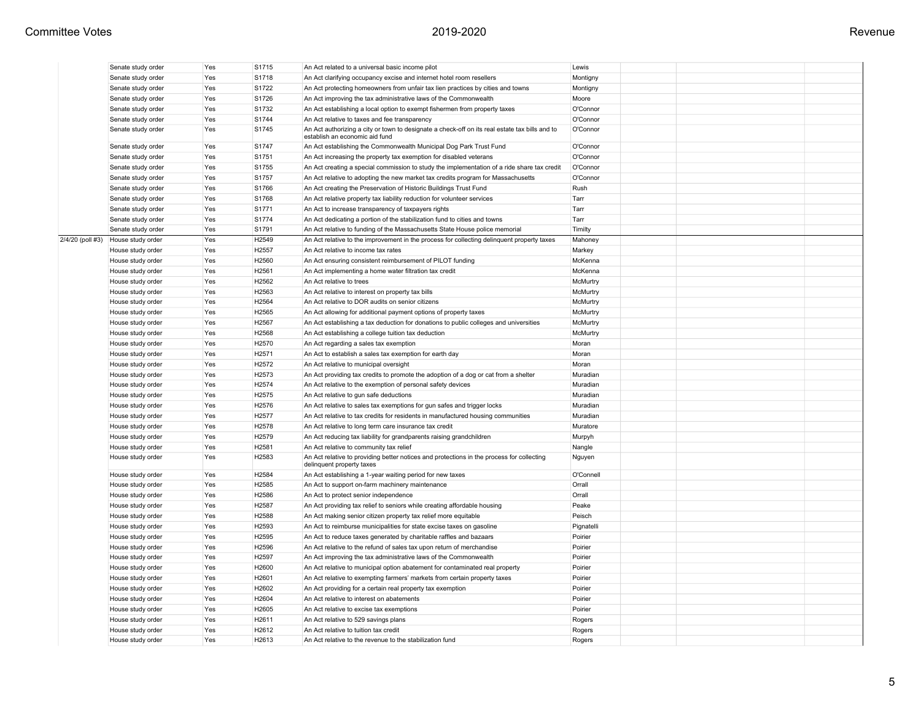| | | | | | | | | |
|---|---|---|---|---|---|---|---|---|
| | Senate study order | Yes | S1715 | An Act related to a universal basic income pilot | Lewis | | | |
| | Senate study order | Yes | S1718 | An Act clarifying occupancy excise and internet hotel room resellers | Montigny | | | |
| | Senate study order | Yes | S1722 | An Act protecting homeowners from unfair tax lien practices by cities and towns | Montigny | | | |
| | Senate study order | Yes | S1726 | An Act improving the tax administrative laws of the Commonwealth | Moore | | | |
| | Senate study order | Yes | S1732 | An Act establishing a local option to exempt fishermen from property taxes | O'Connor | | | |
| | Senate study order | Yes | S1744 | An Act relative to taxes and fee transparency | O'Connor | | | |
| | Senate study order | Yes | S1745 | An Act authorizing a city or town to designate a check-off on its real estate tax bills and to establish an economic aid fund | O'Connor | | | |
| | Senate study order | Yes | S1747 | An Act establishing the Commonwealth Municipal Dog Park Trust Fund | O'Connor | | | |
| | Senate study order | Yes | S1751 | An Act increasing the property tax exemption for disabled veterans | O'Connor | | | |
| | Senate study order | Yes | S1755 | An Act creating a special commission to study the implementation of a ride share tax credit | O'Connor | | | |
| | Senate study order | Yes | S1757 | An Act relative to adopting the new market tax credits program for Massachusetts | O'Connor | | | |
| | Senate study order | Yes | S1766 | An Act creating the Preservation of Historic Buildings Trust Fund | Rush | | | |
| | Senate study order | Yes | S1768 | An Act relative property tax liability reduction for volunteer services | Tarr | | | |
| | Senate study order | Yes | S1771 | An Act to increase transparency of taxpayers rights | Tarr | | | |
| | Senate study order | Yes | S1774 | An Act dedicating a portion of the stabilization fund to cities and towns | Tarr | | | |
| | Senate study order | Yes | S1791 | An Act relative to funding of the Massachusetts State House police memorial | Timilty | | | |
| 2/4/20 (poll #3) | House study order | Yes | H2549 | An Act relative to the improvement in the process for collecting delinquent property taxes | Mahoney | | | |
| | House study order | Yes | H2557 | An Act relative to income tax rates | Markey | | | |
| | House study order | Yes | H2560 | An Act ensuring consistent reimbursement of PILOT funding | McKenna | | | |
| | House study order | Yes | H2561 | An Act implementing a home water filtration tax credit | McKenna | | | |
| | House study order | Yes | H2562 | An Act relative to trees | McMurtry | | | |
| | House study order | Yes | H2563 | An Act relative to interest on property tax bills | McMurtry | | | |
| | House study order | Yes | H2564 | An Act relative to DOR audits on senior citizens | McMurtry | | | |
| | House study order | Yes | H2565 | An Act allowing for additional payment options of property taxes | McMurtry | | | |
| | House study order | Yes | H2567 | An Act establishing a tax deduction for donations to public colleges and universities | McMurtry | | | |
| | House study order | Yes | H2568 | An Act establishing a college tuition tax deduction | McMurtry | | | |
| | House study order | Yes | H2570 | An Act regarding a sales tax exemption | Moran | | | |
| | House study order | Yes | H2571 | An Act to establish a sales tax exemption for earth day | Moran | | | |
| | House study order | Yes | H2572 | An Act relative to municipal oversight | Moran | | | |
| | House study order | Yes | H2573 | An Act providing tax credits to promote the adoption of a dog or cat from a shelter | Muradian | | | |
| | House study order | Yes | H2574 | An Act relative to the exemption of personal safety devices | Muradian | | | |
| | House study order | Yes | H2575 | An Act relative to gun safe deductions | Muradian | | | |
| | House study order | Yes | H2576 | An Act relative to sales tax exemptions for gun safes and trigger locks | Muradian | | | |
| | House study order | Yes | H2577 | An Act relative to tax credits for residents in manufactured housing communities | Muradian | | | |
| | House study order | Yes | H2578 | An Act relative to long term care insurance tax credit | Muratore | | | |
| | House study order | Yes | H2579 | An Act reducing tax liability for grandparents raising grandchildren | Murpyh | | | |
| | House study order | Yes | H2581 | An Act relative to community tax relief | Nangle | | | |
| | House study order | Yes | H2583 | An Act relative to providing better notices and protections in the process for collecting delinquent property taxes | Nguyen | | | |
| | House study order | Yes | H2584 | An Act establishing a 1-year waiting period for new taxes | O'Connell | | | |
| | House study order | Yes | H2585 | An Act to support on-farm machinery maintenance | Orrall | | | |
| | House study order | Yes | H2586 | An Act to protect senior independence | Orrall | | | |
| | House study order | Yes | H2587 | An Act providing tax relief to seniors while creating affordable housing | Peake | | | |
| | House study order | Yes | H2588 | An Act making senior citizen property tax relief more equitable | Peisch | | | |
| | House study order | Yes | H2593 | An Act to reimburse municipalities for state excise taxes on gasoline | Pignatelli | | | |
| | House study order | Yes | H2595 | An Act to reduce taxes generated by charitable raffles and bazaars | Poirier | | | |
| | House study order | Yes | H2596 | An Act relative to the refund of sales tax upon return of merchandise | Poirier | | | |
| | House study order | Yes | H2597 | An Act improving the tax administrative laws of the Commonwealth | Poirier | | | |
| | House study order | Yes | H2600 | An Act relative to municipal option abatement for contaminated real property | Poirier | | | |
| | House study order | Yes | H2601 | An Act relative to exempting farmers' markets from certain property taxes | Poirier | | | |
| | House study order | Yes | H2602 | An Act providing for a certain real property tax exemption | Poirier | | | |
| | House study order | Yes | H2604 | An Act relative to interest on abatements | Poirier | | | |
| | House study order | Yes | H2605 | An Act relative to excise tax exemptions | Poirier | | | |
| | House study order | Yes | H2611 | An Act relative to 529 savings plans | Rogers | | | |
| | House study order | Yes | H2612 | An Act relative to tuition tax credit | Rogers | | | |
| | House study order | Yes | H2613 | An Act relative to the revenue to the stabilization fund | Rogers | | | |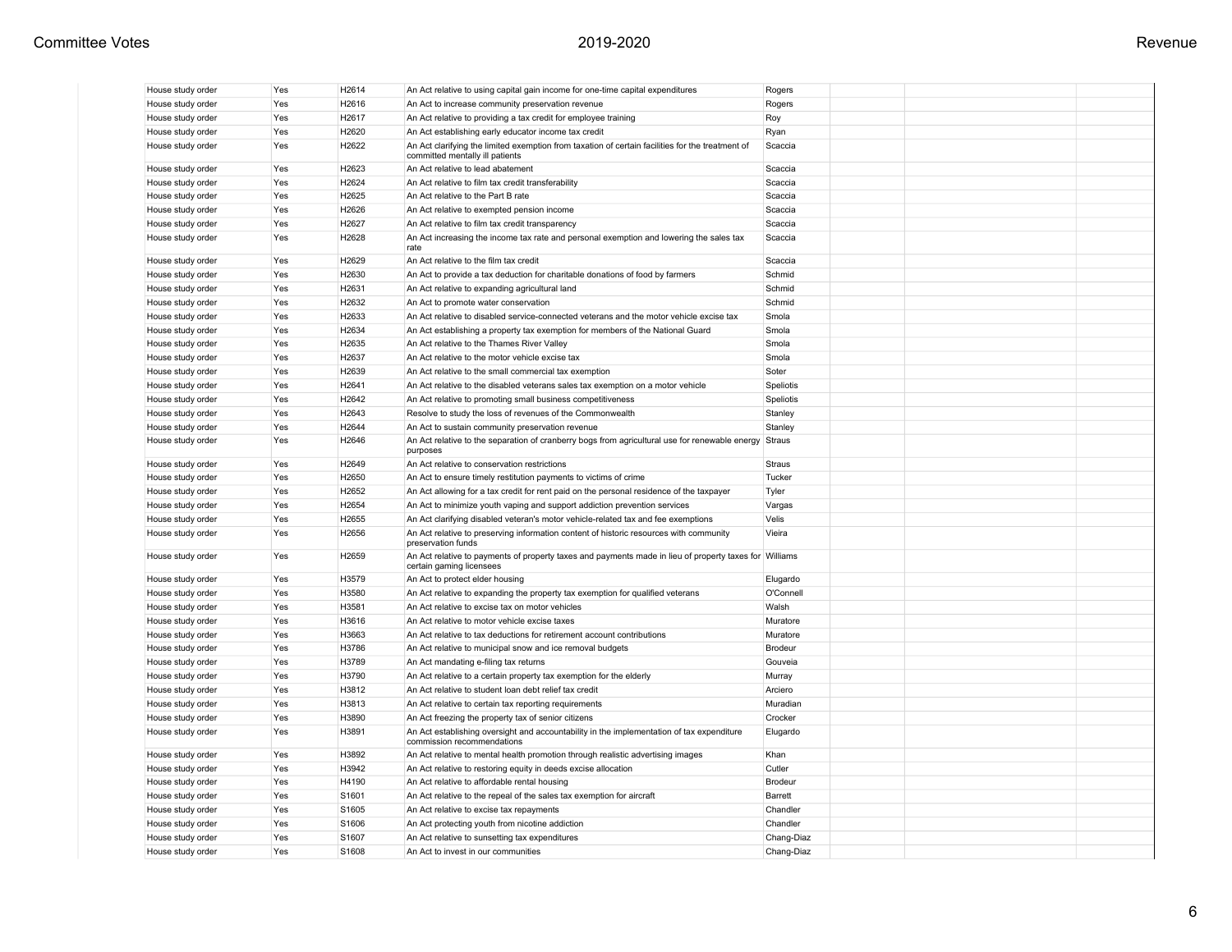| | | | | | | | |
|---|---|---|---|---|---|---|---|
| House study order | Yes | H2614 | An Act relative to using capital gain income for one-time capital expenditures | Rogers | | | |
| House study order | Yes | H2616 | An Act to increase community preservation revenue | Rogers | | | |
| House study order | Yes | H2617 | An Act relative to providing a tax credit for employee training | Roy | | | |
| House study order | Yes | H2620 | An Act establishing early educator income tax credit | Ryan | | | |
| House study order | Yes | H2622 | An Act clarifying the limited exemption from taxation of certain facilities for the treatment of committed mentally ill patients | Scaccia | | | |
| House study order | Yes | H2623 | An Act relative to lead abatement | Scaccia | | | |
| House study order | Yes | H2624 | An Act relative to film tax credit transferability | Scaccia | | | |
| House study order | Yes | H2625 | An Act relative to the Part B rate | Scaccia | | | |
| House study order | Yes | H2626 | An Act relative to exempted pension income | Scaccia | | | |
| House study order | Yes | H2627 | An Act relative to film tax credit transparency | Scaccia | | | |
| House study order | Yes | H2628 | An Act increasing the income tax rate and personal exemption and lowering the sales tax rate | Scaccia | | | |
| House study order | Yes | H2629 | An Act relative to the film tax credit | Scaccia | | | |
| House study order | Yes | H2630 | An Act to provide a tax deduction for charitable donations of food by farmers | Schmid | | | |
| House study order | Yes | H2631 | An Act relative to expanding agricultural land | Schmid | | | |
| House study order | Yes | H2632 | An Act to promote water conservation | Schmid | | | |
| House study order | Yes | H2633 | An Act relative to disabled service-connected veterans and the motor vehicle excise tax | Smola | | | |
| House study order | Yes | H2634 | An Act establishing a property tax exemption for members of the National Guard | Smola | | | |
| House study order | Yes | H2635 | An Act relative to the Thames River Valley | Smola | | | |
| House study order | Yes | H2637 | An Act relative to the motor vehicle excise tax | Smola | | | |
| House study order | Yes | H2639 | An Act relative to the small commercial tax exemption | Soter | | | |
| House study order | Yes | H2641 | An Act relative to the disabled veterans sales tax exemption on a motor vehicle | Speliotis | | | |
| House study order | Yes | H2642 | An Act relative to promoting small business competitiveness | Speliotis | | | |
| House study order | Yes | H2643 | Resolve to study the loss of revenues of the Commonwealth | Stanley | | | |
| House study order | Yes | H2644 | An Act to sustain community preservation revenue | Stanley | | | |
| House study order | Yes | H2646 | An Act relative to the separation of cranberry bogs from agricultural use for renewable energy purposes | Straus | | | |
| House study order | Yes | H2649 | An Act relative to conservation restrictions | Straus | | | |
| House study order | Yes | H2650 | An Act to ensure timely restitution payments to victims of crime | Tucker | | | |
| House study order | Yes | H2652 | An Act allowing for a tax credit for rent paid on the personal residence of the taxpayer | Tyler | | | |
| House study order | Yes | H2654 | An Act to minimize youth vaping and support addiction prevention services | Vargas | | | |
| House study order | Yes | H2655 | An Act clarifying disabled veteran's motor vehicle-related tax and fee exemptions | Velis | | | |
| House study order | Yes | H2656 | An Act relative to preserving information content of historic resources with community preservation funds | Vieira | | | |
| House study order | Yes | H2659 | An Act relative to payments of property taxes and payments made in lieu of property taxes for certain gaming licensees | Williams | | | |
| House study order | Yes | H3579 | An Act to protect elder housing | Elugardo | | | |
| House study order | Yes | H3580 | An Act relative to expanding the property tax exemption for qualified veterans | O'Connell | | | |
| House study order | Yes | H3581 | An Act relative to excise tax on motor vehicles | Walsh | | | |
| House study order | Yes | H3616 | An Act relative to motor vehicle excise taxes | Muratore | | | |
| House study order | Yes | H3663 | An Act relative to tax deductions for retirement account contributions | Muratore | | | |
| House study order | Yes | H3786 | An Act relative to municipal snow and ice removal budgets | Brodeur | | | |
| House study order | Yes | H3789 | An Act mandating e-filing tax returns | Gouveia | | | |
| House study order | Yes | H3790 | An Act relative to a certain property tax exemption for the elderly | Murray | | | |
| House study order | Yes | H3812 | An Act relative to student loan debt relief tax credit | Arciero | | | |
| House study order | Yes | H3813 | An Act relative to certain tax reporting requirements | Muradian | | | |
| House study order | Yes | H3890 | An Act freezing the property tax of senior citizens | Crocker | | | |
| House study order | Yes | H3891 | An Act establishing oversight and accountability in the implementation of tax expenditure commission recommendations | Elugardo | | | |
| House study order | Yes | H3892 | An Act relative to mental health promotion through realistic advertising images | Khan | | | |
| House study order | Yes | H3942 | An Act relative to restoring equity in deeds excise allocation | Cutler | | | |
| House study order | Yes | H4190 | An Act relative to affordable rental housing | Brodeur | | | |
| House study order | Yes | S1601 | An Act relative to the repeal of the sales tax exemption for aircraft | Barrett | | | |
| House study order | Yes | S1605 | An Act relative to excise tax repayments | Chandler | | | |
| House study order | Yes | S1606 | An Act protecting youth from nicotine addiction | Chandler | | | |
| House study order | Yes | S1607 | An Act relative to sunsetting tax expenditures | Chang-Diaz | | | |
| House study order | Yes | S1608 | An Act to invest in our communities | Chang-Diaz | | | |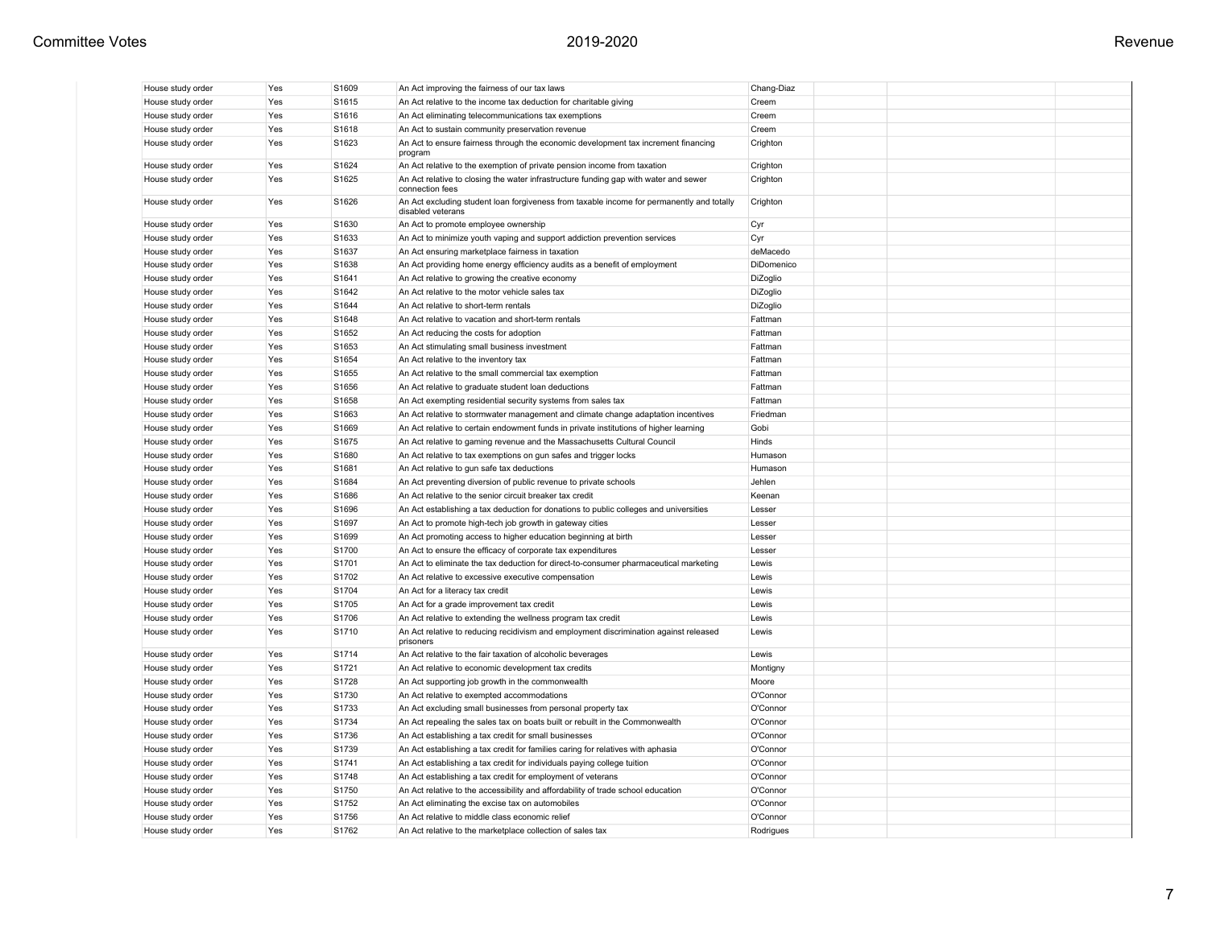| | | | | | | | |
|---|---|---|---|---|---|---|---|
| House study order | Yes | S1609 | An Act improving the fairness of our tax laws | Chang-Diaz | | | |
| House study order | Yes | S1615 | An Act relative to the income tax deduction for charitable giving | Creem | | | |
| House study order | Yes | S1616 | An Act eliminating telecommunications tax exemptions | Creem | | | |
| House study order | Yes | S1618 | An Act to sustain community preservation revenue | Creem | | | |
| House study order | Yes | S1623 | An Act to ensure fairness through the economic development tax increment financing program | Crighton | | | |
| House study order | Yes | S1624 | An Act relative to the exemption of private pension income from taxation | Crighton | | | |
| House study order | Yes | S1625 | An Act relative to closing the water infrastructure funding gap with water and sewer connection fees | Crighton | | | |
| House study order | Yes | S1626 | An Act excluding student loan forgiveness from taxable income for permanently and totally disabled veterans | Crighton | | | |
| House study order | Yes | S1630 | An Act to promote employee ownership | Cyr | | | |
| House study order | Yes | S1633 | An Act to minimize youth vaping and support addiction prevention services | Cyr | | | |
| House study order | Yes | S1637 | An Act ensuring marketplace fairness in taxation | deMacedo | | | |
| House study order | Yes | S1638 | An Act providing home energy efficiency audits as a benefit of employment | DiDomenico | | | |
| House study order | Yes | S1641 | An Act relative to growing the creative economy | DiZoglio | | | |
| House study order | Yes | S1642 | An Act relative to the motor vehicle sales tax | DiZoglio | | | |
| House study order | Yes | S1644 | An Act relative to short-term rentals | DiZoglio | | | |
| House study order | Yes | S1648 | An Act relative to vacation and short-term rentals | Fattman | | | |
| House study order | Yes | S1652 | An Act reducing the costs for adoption | Fattman | | | |
| House study order | Yes | S1653 | An Act stimulating small business investment | Fattman | | | |
| House study order | Yes | S1654 | An Act relative to the inventory tax | Fattman | | | |
| House study order | Yes | S1655 | An Act relative to the small commercial tax exemption | Fattman | | | |
| House study order | Yes | S1656 | An Act relative to graduate student loan deductions | Fattman | | | |
| House study order | Yes | S1658 | An Act exempting residential security systems from sales tax | Fattman | | | |
| House study order | Yes | S1663 | An Act relative to stormwater management and climate change adaptation incentives | Friedman | | | |
| House study order | Yes | S1669 | An Act relative to certain endowment funds in private institutions of higher learning | Gobi | | | |
| House study order | Yes | S1675 | An Act relative to gaming revenue and the Massachusetts Cultural Council | Hinds | | | |
| House study order | Yes | S1680 | An Act relative to tax exemptions on gun safes and trigger locks | Humason | | | |
| House study order | Yes | S1681 | An Act relative to gun safe tax deductions | Humason | | | |
| House study order | Yes | S1684 | An Act preventing diversion of public revenue to private schools | Jehlen | | | |
| House study order | Yes | S1686 | An Act relative to the senior circuit breaker tax credit | Keenan | | | |
| House study order | Yes | S1696 | An Act establishing a tax deduction for donations to public colleges and universities | Lesser | | | |
| House study order | Yes | S1697 | An Act to promote high-tech job growth in gateway cities | Lesser | | | |
| House study order | Yes | S1699 | An Act promoting access to higher education beginning at birth | Lesser | | | |
| House study order | Yes | S1700 | An Act to ensure the efficacy of corporate tax expenditures | Lesser | | | |
| House study order | Yes | S1701 | An Act to eliminate the tax deduction for direct-to-consumer pharmaceutical marketing | Lewis | | | |
| House study order | Yes | S1702 | An Act relative to excessive executive compensation | Lewis | | | |
| House study order | Yes | S1704 | An Act for a literacy tax credit | Lewis | | | |
| House study order | Yes | S1705 | An Act for a grade improvement tax credit | Lewis | | | |
| House study order | Yes | S1706 | An Act relative to extending the wellness program tax credit | Lewis | | | |
| House study order | Yes | S1710 | An Act relative to reducing recidivism and employment discrimination against released prisoners | Lewis | | | |
| House study order | Yes | S1714 | An Act relative to the fair taxation of alcoholic beverages | Lewis | | | |
| House study order | Yes | S1721 | An Act relative to economic development tax credits | Montigny | | | |
| House study order | Yes | S1728 | An Act supporting job growth in the commonwealth | Moore | | | |
| House study order | Yes | S1730 | An Act relative to exempted accommodations | O'Connor | | | |
| House study order | Yes | S1733 | An Act excluding small businesses from personal property tax | O'Connor | | | |
| House study order | Yes | S1734 | An Act repealing the sales tax on boats built or rebuilt in the Commonwealth | O'Connor | | | |
| House study order | Yes | S1736 | An Act establishing a tax credit for small businesses | O'Connor | | | |
| House study order | Yes | S1739 | An Act establishing a tax credit for families caring for relatives with aphasia | O'Connor | | | |
| House study order | Yes | S1741 | An Act establishing a tax credit for individuals paying college tuition | O'Connor | | | |
| House study order | Yes | S1748 | An Act establishing a tax credit for employment of veterans | O'Connor | | | |
| House study order | Yes | S1750 | An Act relative to the accessibility and affordability of trade school education | O'Connor | | | |
| House study order | Yes | S1752 | An Act eliminating the excise tax on automobiles | O'Connor | | | |
| House study order | Yes | S1756 | An Act relative to middle class economic relief | O'Connor | | | |
| House study order | Yes | S1762 | An Act relative to the marketplace collection of sales tax | Rodrigues | | | |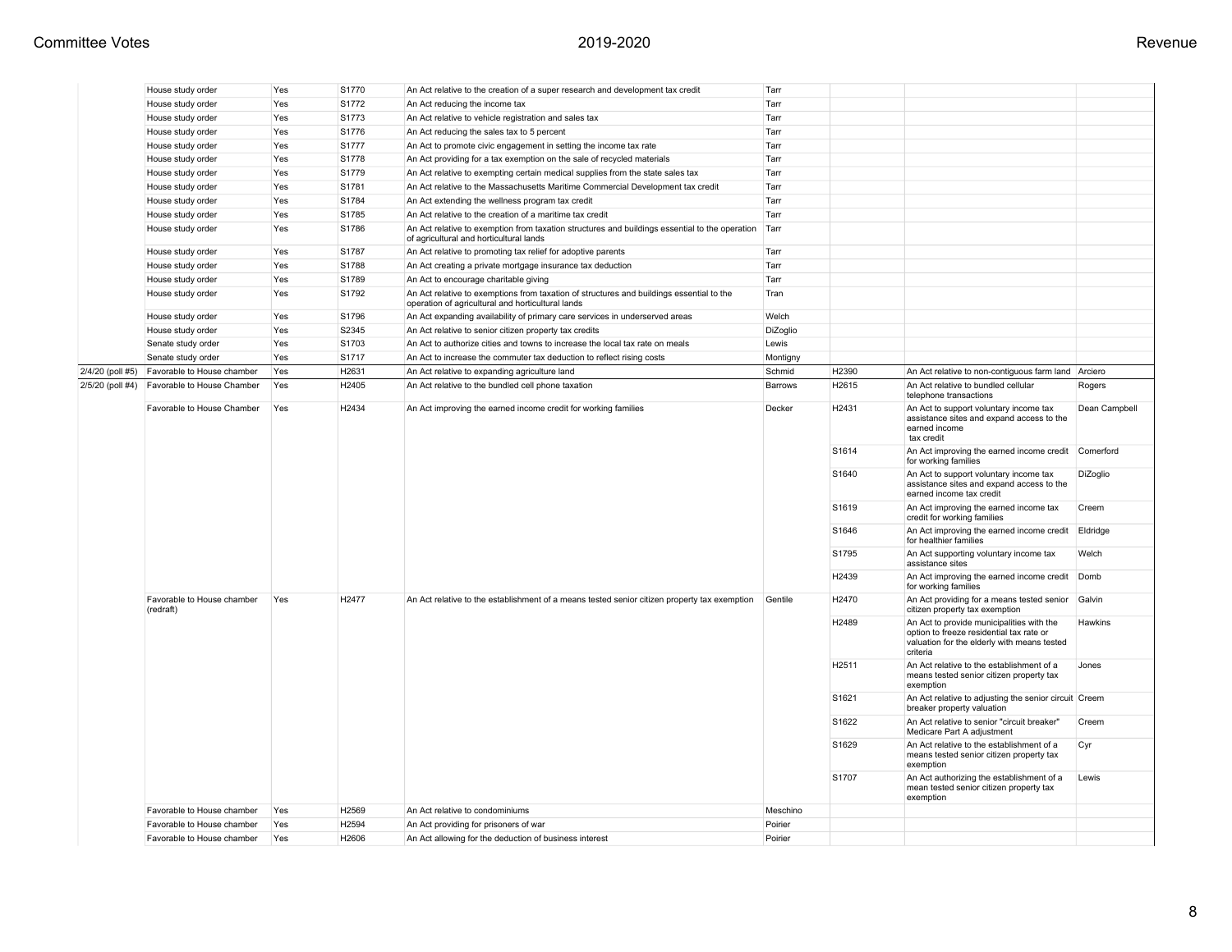| | | | | | | | | |
|---|---|---|---|---|---|---|---|---|
| | House study order | Yes | S1770 | An Act relative to the creation of a super research and development tax credit | Tarr | | | |
| | House study order | Yes | S1772 | An Act reducing the income tax | Tarr | | | |
| | House study order | Yes | S1773 | An Act relative to vehicle registration and sales tax | Tarr | | | |
| | House study order | Yes | S1776 | An Act reducing the sales tax to 5 percent | Tarr | | | |
| | House study order | Yes | S1777 | An Act to promote civic engagement in setting the income tax rate | Tarr | | | |
| | House study order | Yes | S1778 | An Act providing for a tax exemption on the sale of recycled materials | Tarr | | | |
| | House study order | Yes | S1779 | An Act relative to exempting certain medical supplies from the state sales tax | Tarr | | | |
| | House study order | Yes | S1781 | An Act relative to the Massachusetts Maritime Commercial Development tax credit | Tarr | | | |
| | House study order | Yes | S1784 | An Act extending the wellness program tax credit | Tarr | | | |
| | House study order | Yes | S1785 | An Act relative to the creation of a maritime tax credit | Tarr | | | |
| | House study order | Yes | S1786 | An Act relative to exemption from taxation structures and buildings essential to the operation of agricultural and horticultural lands | Tarr | | | |
| | House study order | Yes | S1787 | An Act relative to promoting tax relief for adoptive parents | Tarr | | | |
| | House study order | Yes | S1788 | An Act creating a private mortgage insurance tax deduction | Tarr | | | |
| | House study order | Yes | S1789 | An Act to encourage charitable giving | Tarr | | | |
| | House study order | Yes | S1792 | An Act relative to exemptions from taxation of structures and buildings essential to the operation of agricultural and horticultural lands | Tran | | | |
| | House study order | Yes | S1796 | An Act expanding availability of primary care services in underserved areas | Welch | | | |
| | House study order | Yes | S2345 | An Act relative to senior citizen property tax credits | DiZoglio | | | |
| | Senate study order | Yes | S1703 | An Act to authorize cities and towns to increase the local tax rate on meals | Lewis | | | |
| | Senate study order | Yes | S1717 | An Act to increase the commuter tax deduction to reflect rising costs | Montigny | | | |
| 2/4/20 (poll #5) | Favorable to House chamber | Yes | H2631 | An Act relative to expanding agriculture land | Schmid | H2390 | An Act relative to non-contiguous farm land | Arciero |
| 2/5/20 (poll #4) | Favorable to House Chamber | Yes | H2405 | An Act relative to the bundled cell phone taxation | Barrows | H2615 | An Act relative to bundled cellular telephone transactions | Rogers |
| | Favorable to House Chamber | Yes | H2434 | An Act improving the earned income credit for working families | Decker | H2431 | An Act to support voluntary income tax assistance sites and expand access to the earned income tax credit | Dean Campbell |
| | | | | | | S1614 | An Act improving the earned income credit for working families | Comerford |
| | | | | | | S1640 | An Act to support voluntary income tax assistance sites and expand access to the earned income tax credit | DiZoglio |
| | | | | | | S1619 | An Act improving the earned income tax credit for working families | Creem |
| | | | | | | S1646 | An Act improving the earned income credit for healthier families | Eldridge |
| | | | | | | S1795 | An Act supporting voluntary income tax assistance sites | Welch |
| | | | | | | H2439 | An Act improving the earned income credit for working families | Domb |
| | Favorable to House chamber (redraft) | Yes | H2477 | An Act relative to the establishment of a means tested senior citizen property tax exemption | Gentile | H2470 | An Act providing for a means tested senior citizen property tax exemption | Galvin |
| | | | | | | H2489 | An Act to provide municipalities with the option to freeze residential tax rate or valuation for the elderly with means tested criteria | Hawkins |
| | | | | | | H2511 | An Act relative to the establishment of a means tested senior citizen property tax exemption | Jones |
| | | | | | | S1621 | An Act relative to adjusting the senior circuit breaker property valuation | Creem |
| | | | | | | S1622 | An Act relative to senior "circuit breaker" Medicare Part A adjustment | Creem |
| | | | | | | S1629 | An Act relative to the establishment of a means tested senior citizen property tax exemption | Cyr |
| | | | | | | S1707 | An Act authorizing the establishment of a mean tested senior citizen property tax exemption | Lewis |
| | Favorable to House chamber | Yes | H2569 | An Act relative to condominiums | Meschino | | | |
| | Favorable to House chamber | Yes | H2594 | An Act providing for prisoners of war | Poirier | | | |
| | Favorable to House chamber | Yes | H2606 | An Act allowing for the deduction of business interest | Poirier | | | |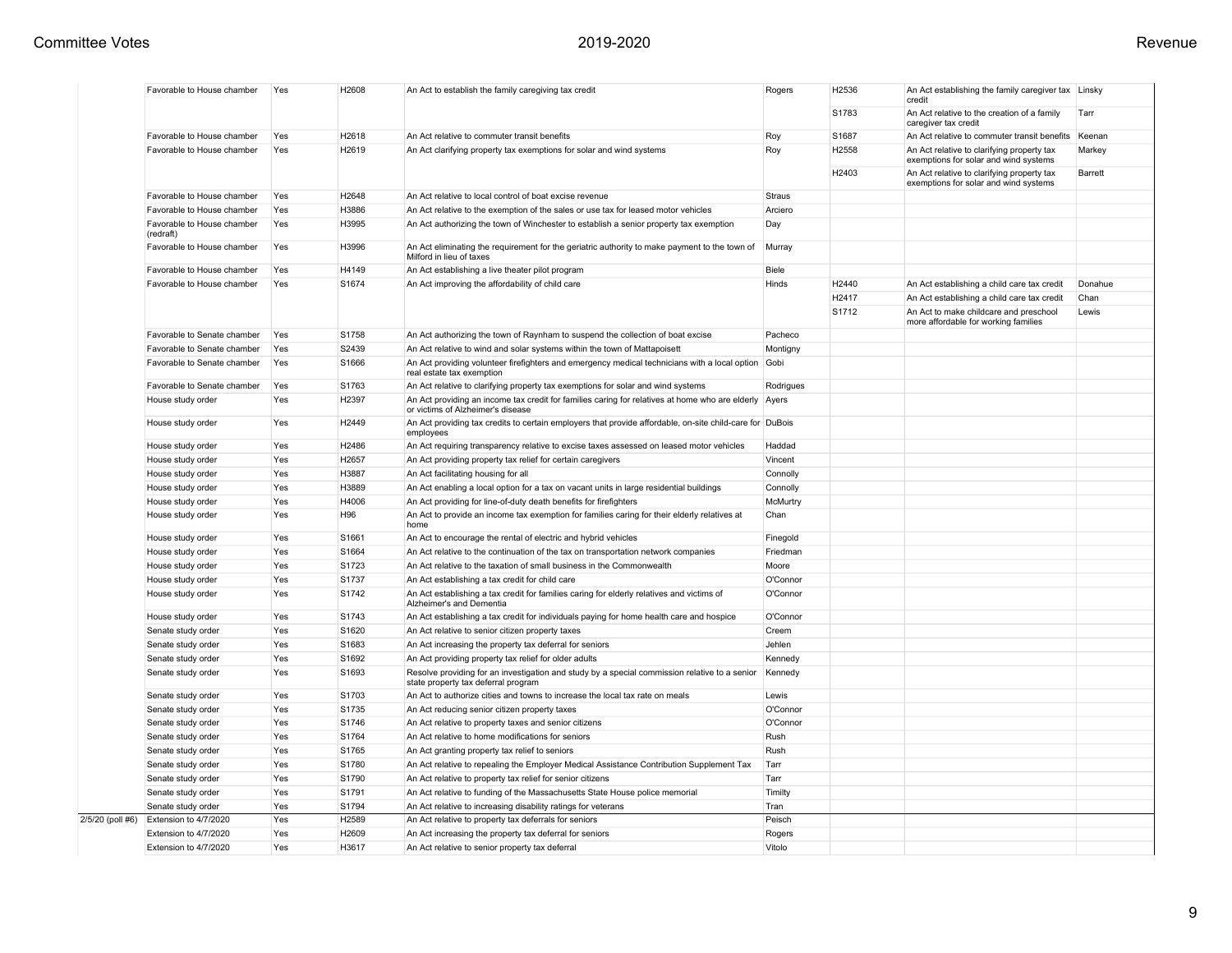| | | | | | | | | |
|---|---|---|---|---|---|---|---|---|
| | Favorable to House chamber | Yes | H2608 | An Act to establish the family caregiving tax credit | Rogers | H2536 | An Act establishing the family caregiver tax credit | Linsky |
| | | | | | | S1783 | An Act relative to the creation of a family caregiver tax credit | Tarr |
| | Favorable to House chamber | Yes | H2618 | An Act relative to commuter transit benefits | Roy | S1687 | An Act relative to commuter transit benefits | Keenan |
| | Favorable to House chamber | Yes | H2619 | An Act clarifying property tax exemptions for solar and wind systems | Roy | H2558 | An Act relative to clarifying property tax exemptions for solar and wind systems | Markey |
| | | | | | | H2403 | An Act relative to clarifying property tax exemptions for solar and wind systems | Barrett |
| | Favorable to House chamber | Yes | H2648 | An Act relative to local control of boat excise revenue | Straus | | | |
| | Favorable to House chamber | Yes | H3886 | An Act relative to the exemption of the sales or use tax for leased motor vehicles | Arciero | | | |
| | Favorable to House chamber (redraft) | Yes | H3995 | An Act authorizing the town of Winchester to establish a senior property tax exemption | Day | | | |
| | Favorable to House chamber | Yes | H3996 | An Act eliminating the requirement for the geriatric authority to make payment to the town of Milford in lieu of taxes | Murray | | | |
| | Favorable to House chamber | Yes | H4149 | An Act establishing a live theater pilot program | Biele | | | |
| | Favorable to House chamber | Yes | S1674 | An Act improving the affordability of child care | Hinds | H2440 | An Act establishing a child care tax credit | Donahue |
| | | | | | | H2417 | An Act establishing a child care tax credit | Chan |
| | | | | | | S1712 | An Act to make childcare and preschool more affordable for working families | Lewis |
| | Favorable to Senate chamber | Yes | S1758 | An Act authorizing the town of Raynham to suspend the collection of boat excise | Pacheco | | | |
| | Favorable to Senate chamber | Yes | S2439 | An Act relative to wind and solar systems within the town of Mattapoisett | Montigny | | | |
| | Favorable to Senate chamber | Yes | S1666 | An Act providing volunteer firefighters and emergency medical technicians with a local option real estate tax exemption | Gobi | | | |
| | Favorable to Senate chamber | Yes | S1763 | An Act relative to clarifying property tax exemptions for solar and wind systems | Rodrigues | | | |
| | House study order | Yes | H2397 | An Act providing an income tax credit for families caring for relatives at home who are elderly or victims of Alzheimer's disease | Ayers | | | |
| | House study order | Yes | H2449 | An Act providing tax credits to certain employers that provide affordable, on-site child-care for employees | DuBois | | | |
| | House study order | Yes | H2486 | An Act requiring transparency relative to excise taxes assessed on leased motor vehicles | Haddad | | | |
| | House study order | Yes | H2657 | An Act providing property tax relief for certain caregivers | Vincent | | | |
| | House study order | Yes | H3887 | An Act facilitating housing for all | Connolly | | | |
| | House study order | Yes | H3889 | An Act enabling a local option for a tax on vacant units in large residential buildings | Connolly | | | |
| | House study order | Yes | H4006 | An Act providing for line-of-duty death benefits for firefighters | McMurtry | | | |
| | House study order | Yes | H96 | An Act to provide an income tax exemption for families caring for their elderly relatives at home | Chan | | | |
| | House study order | Yes | S1661 | An Act to encourage the rental of electric and hybrid vehicles | Finegold | | | |
| | House study order | Yes | S1664 | An Act relative to the continuation of the tax on transportation network companies | Friedman | | | |
| | House study order | Yes | S1723 | An Act relative to the taxation of small business in the Commonwealth | Moore | | | |
| | House study order | Yes | S1737 | An Act establishing a tax credit for child care | O'Connor | | | |
| | House study order | Yes | S1742 | An Act establishing a tax credit for families caring for elderly relatives and victims of Alzheimer's and Dementia | O'Connor | | | |
| | House study order | Yes | S1743 | An Act establishing a tax credit for individuals paying for home health care and hospice | O'Connor | | | |
| | Senate study order | Yes | S1620 | An Act relative to senior citizen property taxes | Creem | | | |
| | Senate study order | Yes | S1683 | An Act increasing the property tax deferral for seniors | Jehlen | | | |
| | Senate study order | Yes | S1692 | An Act providing property tax relief for older adults | Kennedy | | | |
| | Senate study order | Yes | S1693 | Resolve providing for an investigation and study by a special commission relative to a senior state property tax deferral program | Kennedy | | | |
| | Senate study order | Yes | S1703 | An Act to authorize cities and towns to increase the local tax rate on meals | Lewis | | | |
| | Senate study order | Yes | S1735 | An Act reducing senior citizen property taxes | O'Connor | | | |
| | Senate study order | Yes | S1746 | An Act relative to property taxes and senior citizens | O'Connor | | | |
| | Senate study order | Yes | S1764 | An Act relative to home modifications for seniors | Rush | | | |
| | Senate study order | Yes | S1765 | An Act granting property tax relief to seniors | Rush | | | |
| | Senate study order | Yes | S1780 | An Act relative to repealing the Employer Medical Assistance Contribution Supplement Tax | Tarr | | | |
| | Senate study order | Yes | S1790 | An Act relative to property tax relief for senior citizens | Tarr | | | |
| | Senate study order | Yes | S1791 | An Act relative to funding of the Massachusetts State House police memorial | Timilty | | | |
| | Senate study order | Yes | S1794 | An Act relative to increasing disability ratings for veterans | Tran | | | |
| 2/5/20 (poll #6) | Extension to 4/7/2020 | Yes | H2589 | An Act relative to property tax deferrals for seniors | Peisch | | | |
| | Extension to 4/7/2020 | Yes | H2609 | An Act increasing the property tax deferral for seniors | Rogers | | | |
| | Extension to 4/7/2020 | Yes | H3617 | An Act relative to senior property tax deferral | Vitolo | | | |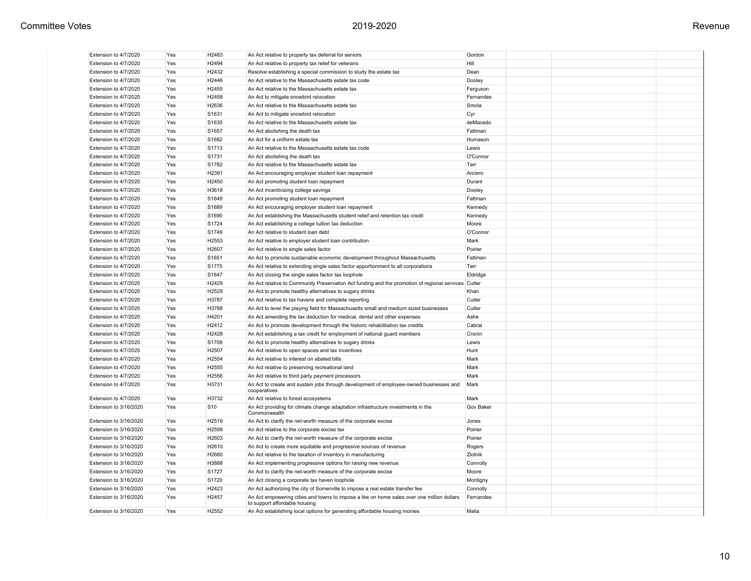| | | | | | | | |
|---|---|---|---|---|---|---|---|
| Extension to 4/7/2020 | Yes | H2483 | An Act relative to property tax deferral for seniors | Gordon | | | |
| Extension to 4/7/2020 | Yes | H2494 | An Act relative to property tax relief for veterans | Hill | | | |
| Extension to 4/7/2020 | Yes | H2432 | Resolve establishing a special commission to study the estate tax | Dean | | | |
| Extension to 4/7/2020 | Yes | H2446 | An Act relative to the Massachusetts estate tax code | Dooley | | | |
| Extension to 4/7/2020 | Yes | H2455 | An Act relative to the Massachusetts estate tax | Ferguson | | | |
| Extension to 4/7/2020 | Yes | H2458 | An Act to mitigate snowbird relocation | Fernandes | | | |
| Extension to 4/7/2020 | Yes | H2636 | An Act relative to the Massachusetts estate tax | Smola | | | |
| Extension to 4/7/2020 | Yes | S1631 | An Act to mitigate snowbird relocation | Cyr | | | |
| Extension to 4/7/2020 | Yes | S1635 | An Act relative to the Massachusetts estate tax | deMacedo | | | |
| Extension to 4/7/2020 | Yes | S1657 | An Act abolishing the death tax | Fattman | | | |
| Extension to 4/7/2020 | Yes | S1682 | An Act for a uniform estate tax | Humason | | | |
| Extension to 4/7/2020 | Yes | S1713 | An Act relative to the Massachusetts estate tax code | Lewis | | | |
| Extension to 4/7/2020 | Yes | S1731 | An Act abolishing the death tax | O'Connor | | | |
| Extension to 4/7/2020 | Yes | S1782 | An Act relative to the Massachusetts estate tax | Tarr | | | |
| Extension to 4/7/2020 | Yes | H2391 | An Act encouraging employer student loan repayment | Arciero | | | |
| Extension to 4/7/2020 | Yes | H2450 | An Act promoting student loan repayment | Durant | | | |
| Extension to 4/7/2020 | Yes | H3618 | An Act incentivizing college savings | Dooley | | | |
| Extension to 4/7/2020 | Yes | S1649 | An Act promoting student loan repayment | Fattman | | | |
| Extension to 4/7/2020 | Yes | S1689 | An Act encouraging employer student loan repayment | Kennedy | | | |
| Extension to 4/7/2020 | Yes | S1690 | An Act establishing the Massachusetts student relief and retention tax credit | Kennedy | | | |
| Extension to 4/7/2020 | Yes | S1724 | An Act establishing a college tuition tax deduction | Moore | | | |
| Extension to 4/7/2020 | Yes | S1749 | An Act relative to student loan debt | O'Connor | | | |
| Extension to 4/7/2020 | Yes | H2553 | An Act relative to employer student loan contribution | Mark | | | |
| Extension to 4/7/2020 | Yes | H2607 | An Act relative to single sales factor | Poirier | | | |
| Extension to 4/7/2020 | Yes | S1651 | An Act to promote sustainable economic development throughout Massachusetts | Fattman | | | |
| Extension to 4/7/2020 | Yes | S1775 | An Act relative to extending single sales factor apportionment to all corporations | Tarr | | | |
| Extension to 4/7/2020 | Yes | S1647 | An Act closing the single sales factor tax loophole | Eldridge | | | |
| Extension to 4/7/2020 | Yes | H2429 | An Act relative to Community Preservation Act funding and the promotion of regional services | Cutler | | | |
| Extension to 4/7/2020 | Yes | H2529 | An Act to promote healthy alternatives to sugary drinks | Khan | | | |
| Extension to 4/7/2020 | Yes | H3787 | An Act relative to tax havens and complete reporting | Cutler | | | |
| Extension to 4/7/2020 | Yes | H3788 | An Act to level the playing field for Massachusetts small and medium sized businesses | Cutler | | | |
| Extension to 4/7/2020 | Yes | H4201 | An Act amending the tax deduction for medical, dental and other expenses | Ashe | | | |
| Extension to 4/7/2020 | Yes | H2412 | An Act to promote development through the historic rehabilitation tax credits | Cabral | | | |
| Extension to 4/7/2020 | Yes | H2428 | An Act establishing a tax credit for employment of national guard members | Cronin | | | |
| Extension to 4/7/2020 | Yes | S1709 | An Act to promote healthy alternatives to sugary drinks | Lewis | | | |
| Extension to 4/7/2020 | Yes | H2507 | An Act relative to open spaces and tax incentives | Hunt | | | |
| Extension to 4/7/2020 | Yes | H2554 | An Act relative to interest on abated bills | Mark | | | |
| Extension to 4/7/2020 | Yes | H2555 | An Act relative to preserving recreational land | Mark | | | |
| Extension to 4/7/2020 | Yes | H2556 | An Act relative to third party payment processors | Mark | | | |
| Extension to 4/7/2020 | Yes | H3731 | An Act to create and sustain jobs through development of employee-owned businesses and cooperatives | Mark | | | |
| Extension to 4/7/2020 | Yes | H3732 | An Act relative to forest ecosystems | Mark | | | |
| Extension to 3/16/2020 | Yes | S10 | An Act providing for climate change adaptation infrastructure investments in the Commonwealth | Gov Baker | | | |
| Extension to 3/16/2020 | Yes | H2519 | An Act to clarify the net-worth measure of the corporate excise | Jones | | | |
| Extension to 3/16/2020 | Yes | H2599 | An Act relative to the corporate excise tax | Poirier | | | |
| Extension to 3/16/2020 | Yes | H2603 | An Act to clarify the net-worth measure of the corporate excise | Poirier | | | |
| Extension to 3/16/2020 | Yes | H2610 | An Act to create more equitable and progressive sources of revenue | Rogers | | | |
| Extension to 3/16/2020 | Yes | H2660 | An Act relative to the taxation of inventory in manufacturing | Zlotnik | | | |
| Extension to 3/16/2020 | Yes | H3888 | An Act implementing progressive options for raising new revenue | Connolly | | | |
| Extension to 3/16/2020 | Yes | S1727 | An Act to clarify the net-worth measure of the corporate excise | Moore | | | |
| Extension to 3/16/2020 | Yes | S1720 | An Act closing a corporate tax haven loophole | Montigny | | | |
| Extension to 3/16/2020 | Yes | H2423 | An Act authorizing the city of Somerville to impose a real estate transfer fee | Connolly | | | |
| Extension to 3/16/2020 | Yes | H2457 | An Act empowering cities and towns to impose a fee on home sales over one million dollars to support affordable housing | Fernandes | | | |
| Extension to 3/16/2020 | Yes | H2552 | An Act establishing local options for generating affordable housing monies | Malia | | | |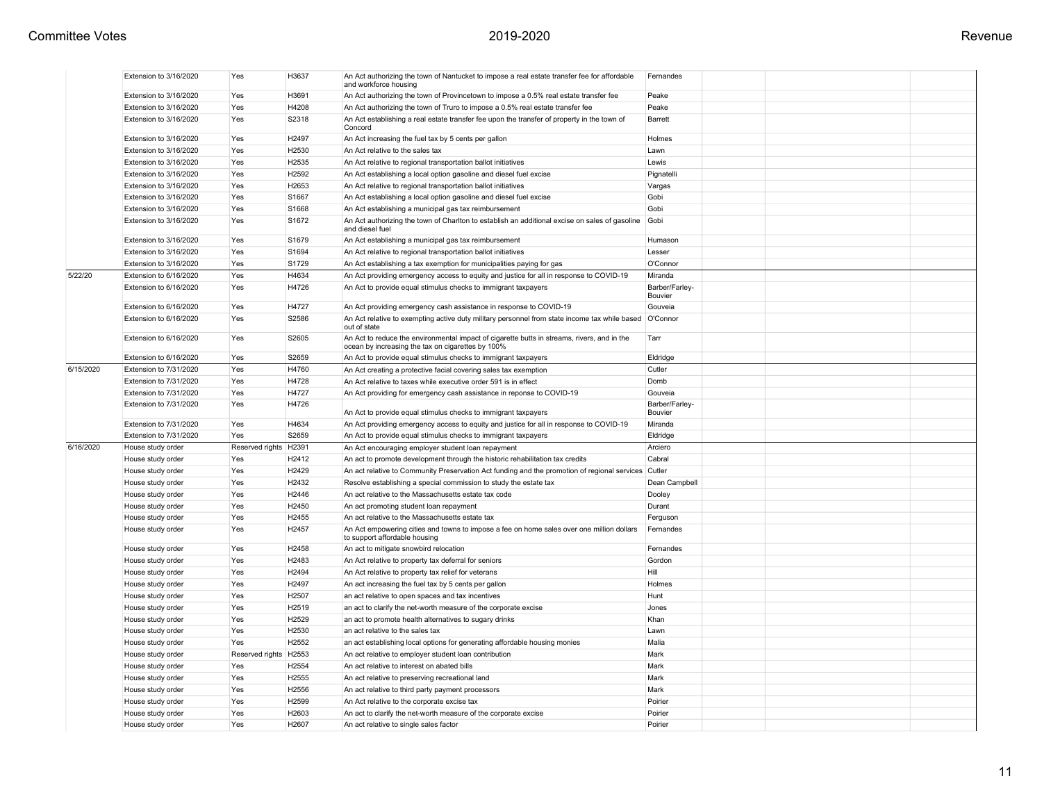| | | | | | | | | |
|---|---|---|---|---|---|---|---|---|
| | Extension to 3/16/2020 | Yes | H3637 | An Act authorizing the town of Nantucket to impose a real estate transfer fee for affordable and workforce housing | Fernandes | | | |
| | Extension to 3/16/2020 | Yes | H3691 | An Act authorizing the town of Provincetown to impose a 0.5% real estate transfer fee | Peake | | | |
| | Extension to 3/16/2020 | Yes | H4208 | An Act authorizing the town of Truro to impose a 0.5% real estate transfer fee | Peake | | | |
| | Extension to 3/16/2020 | Yes | S2318 | An Act establishing a real estate transfer fee upon the transfer of property in the town of Concord | Barrett | | | |
| | Extension to 3/16/2020 | Yes | H2497 | An Act increasing the fuel tax by 5 cents per gallon | Holmes | | | |
| | Extension to 3/16/2020 | Yes | H2530 | An Act relative to the sales tax | Lawn | | | |
| | Extension to 3/16/2020 | Yes | H2535 | An Act relative to regional transportation ballot initiatives | Lewis | | | |
| | Extension to 3/16/2020 | Yes | H2592 | An Act establishing a local option gasoline and diesel fuel excise | Pignatelli | | | |
| | Extension to 3/16/2020 | Yes | H2653 | An Act relative to regional transportation ballot initiatives | Vargas | | | |
| | Extension to 3/16/2020 | Yes | S1667 | An Act establishing a local option gasoline and diesel fuel excise | Gobi | | | |
| | Extension to 3/16/2020 | Yes | S1668 | An Act establishing a municipal gas tax reimbursement | Gobi | | | |
| | Extension to 3/16/2020 | Yes | S1672 | An Act authorizing the town of Charlton to establish an additional excise on sales of gasoline and diesel fuel | Gobi | | | |
| | Extension to 3/16/2020 | Yes | S1679 | An Act establishing a municipal gas tax reimbursement | Humason | | | |
| | Extension to 3/16/2020 | Yes | S1694 | An Act relative to regional transportation ballot initiatives | Lesser | | | |
| | Extension to 3/16/2020 | Yes | S1729 | An Act establishing a tax exemption for municipalities paying for gas | O'Connor | | | |
| 5/22/20 | Extension to 6/16/2020 | Yes | H4634 | An Act providing emergency access to equity and justice for all in response to COVID-19 | Miranda | | | |
| | Extension to 6/16/2020 | Yes | H4726 | An Act to provide equal stimulus checks to immigrant taxpayers | Barber/Farley-Bouvier | | | |
| | Extension to 6/16/2020 | Yes | H4727 | An Act providing emergency cash assistance in response to COVID-19 | Gouveia | | | |
| | Extension to 6/16/2020 | Yes | S2586 | An Act relative to exempting active duty military personnel from state income tax while based out of state | O'Connor | | | |
| | Extension to 6/16/2020 | Yes | S2605 | An Act to reduce the environmental impact of cigarette butts in streams, rivers, and in the ocean by increasing the tax on cigarettes by 100% | Tarr | | | |
| | Extension to 6/16/2020 | Yes | S2659 | An Act to provide equal stimulus checks to immigrant taxpayers | Eldridge | | | |
| 6/15/2020 | Extension to 7/31/2020 | Yes | H4760 | An Act creating a protective facial covering sales tax exemption | Cutler | | | |
| | Extension to 7/31/2020 | Yes | H4728 | An Act relative to taxes while executive order 591 is in effect | Domb | | | |
| | Extension to 7/31/2020 | Yes | H4727 | An Act providing for emergency cash assistance in reponse to COVID-19 | Gouveia | | | |
| | Extension to 7/31/2020 | Yes | H4726 | An Act to provide equal stimulus checks to immigrant taxpayers | Barber/Farley-Bouvier | | | |
| | Extension to 7/31/2020 | Yes | H4634 | An Act providing emergency access to equity and justice for all in response to COVID-19 | Miranda | | | |
| | Extension to 7/31/2020 | Yes | S2659 | An Act to provide equal stimulus checks to immigrant taxpayers | Eldridge | | | |
| 6/16/2020 | House study order | Reserved rights | H2391 | An Act encouraging employer student loan repayment | Arciero | | | |
| | House study order | Yes | H2412 | An act to promote development through the historic rehabilitation tax credits | Cabral | | | |
| | House study order | Yes | H2429 | An act relative to Community Preservation Act funding and the promotion of regional services | Cutler | | | |
| | House study order | Yes | H2432 | Resolve establishing a special commission to study the estate tax | Dean Campbell | | | |
| | House study order | Yes | H2446 | An act relative to the Massachusetts estate tax code | Dooley | | | |
| | House study order | Yes | H2450 | An act promoting student loan repayment | Durant | | | |
| | House study order | Yes | H2455 | An act relative to the Massachusetts estate tax | Ferguson | | | |
| | House study order | Yes | H2457 | An Act empowering cities and towns to impose a fee on home sales over one million dollars to support affordable housing | Fernandes | | | |
| | House study order | Yes | H2458 | An act to mitigate snowbird relocation | Fernandes | | | |
| | House study order | Yes | H2483 | An Act relative to property tax deferral for seniors | Gordon | | | |
| | House study order | Yes | H2494 | An Act relative to property tax relief for veterans | Hill | | | |
| | House study order | Yes | H2497 | An Act increasing the fuel tax by 5 cents per gallon | Holmes | | | |
| | House study order | Yes | H2507 | an act relative to open spaces and tax incentives | Hunt | | | |
| | House study order | Yes | H2519 | an act to clarify the net-worth measure of the corporate excise | Jones | | | |
| | House study order | Yes | H2529 | an act to promote health alternatives to sugary drinks | Khan | | | |
| | House study order | Yes | H2530 | an act relative to the sales tax | Lawn | | | |
| | House study order | Yes | H2552 | an act establishing local options for generating affordable housing monies | Malia | | | |
| | House study order | Reserved rights | H2553 | An act relative to employer student loan contribution | Mark | | | |
| | House study order | Yes | H2554 | An act relative to interest on abated bills | Mark | | | |
| | House study order | Yes | H2555 | An act relative to preserving recreational land | Mark | | | |
| | House study order | Yes | H2556 | An act relative to third party payment processors | Mark | | | |
| | House study order | Yes | H2599 | An Act relative to the corporate excise tax | Poirier | | | |
| | House study order | Yes | H2603 | An act to clarify the net-worth measure of the corporate excise | Poirier | | | |
| | House study order | Yes | H2607 | An act relative to single sales factor | Poirier | | | |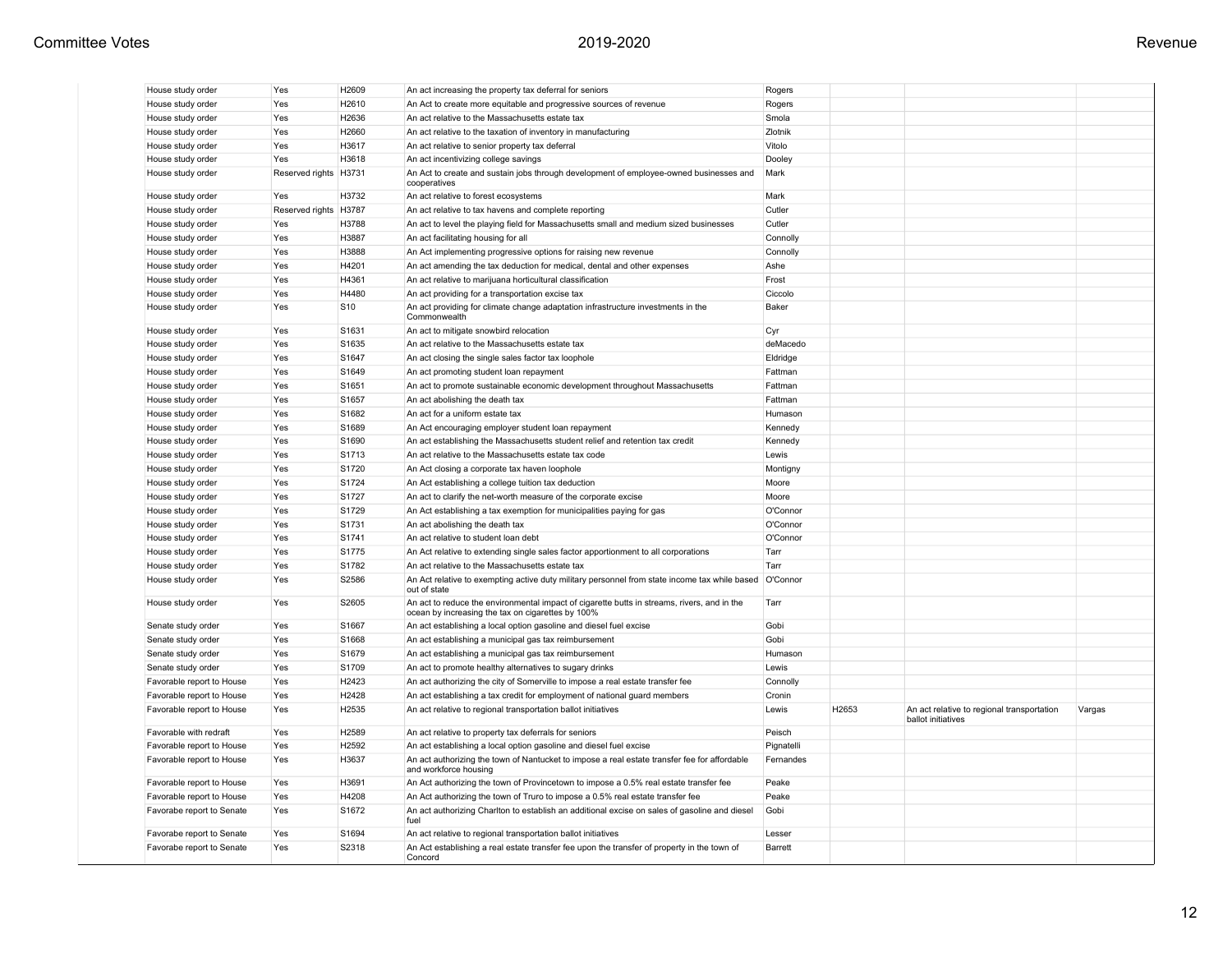| | | | | | | | |
|---|---|---|---|---|---|---|---|
| House study order | Yes | H2609 | An act increasing the property tax deferral for seniors | Rogers | | | |
| House study order | Yes | H2610 | An Act to create more equitable and progressive sources of revenue | Rogers | | | |
| House study order | Yes | H2636 | An act relative to the Massachusetts estate tax | Smola | | | |
| House study order | Yes | H2660 | An act relative to the taxation of inventory in manufacturing | Zlotnik | | | |
| House study order | Yes | H3617 | An act relative to senior property tax deferral | Vitolo | | | |
| House study order | Yes | H3618 | An act incentivizing college savings | Dooley | | | |
| House study order | Reserved rights | H3731 | An Act to create and sustain jobs through development of employee-owned businesses and cooperatives | Mark | | | |
| House study order | Yes | H3732 | An act relative to forest ecosystems | Mark | | | |
| House study order | Reserved rights | H3787 | An act relative to tax havens and complete reporting | Cutler | | | |
| House study order | Yes | H3788 | An act to level the playing field for Massachusetts small and medium sized businesses | Cutler | | | |
| House study order | Yes | H3887 | An act facilitating housing for all | Connolly | | | |
| House study order | Yes | H3888 | An Act implementing progressive options for raising new revenue | Connolly | | | |
| House study order | Yes | H4201 | An act amending the tax deduction for medical, dental and other expenses | Ashe | | | |
| House study order | Yes | H4361 | An act relative to marijuana horticultural classification | Frost | | | |
| House study order | Yes | H4480 | An act providing for a transportation excise tax | Ciccolo | | | |
| House study order | Yes | S10 | An act providing for climate change adaptation infrastructure investments in the Commonwealth | Baker | | | |
| House study order | Yes | S1631 | An act to mitigate snowbird relocation | Cyr | | | |
| House study order | Yes | S1635 | An act relative to the Massachusetts estate tax | deMacedo | | | |
| House study order | Yes | S1647 | An act closing the single sales factor tax loophole | Eldridge | | | |
| House study order | Yes | S1649 | An act promoting student loan repayment | Fattman | | | |
| House study order | Yes | S1651 | An act to promote sustainable economic development throughout Massachusetts | Fattman | | | |
| House study order | Yes | S1657 | An act abolishing the death tax | Fattman | | | |
| House study order | Yes | S1682 | An act for a uniform estate tax | Humason | | | |
| House study order | Yes | S1689 | An Act encouraging employer student loan repayment | Kennedy | | | |
| House study order | Yes | S1690 | An act establishing the Massachusetts student relief and retention tax credit | Kennedy | | | |
| House study order | Yes | S1713 | An act relative to the Massachusetts estate tax code | Lewis | | | |
| House study order | Yes | S1720 | An Act closing a corporate tax haven loophole | Montigny | | | |
| House study order | Yes | S1724 | An Act establishing a college tuition tax deduction | Moore | | | |
| House study order | Yes | S1727 | An act to clarify the net-worth measure of the corporate excise | Moore | | | |
| House study order | Yes | S1729 | An Act establishing a tax exemption for municipalities paying for gas | O'Connor | | | |
| House study order | Yes | S1731 | An act abolishing the death tax | O'Connor | | | |
| House study order | Yes | S1741 | An act relative to student loan debt | O'Connor | | | |
| House study order | Yes | S1775 | An Act relative to extending single sales factor apportionment to all corporations | Tarr | | | |
| House study order | Yes | S1782 | An act relative to the Massachusetts estate tax | Tarr | | | |
| House study order | Yes | S2586 | An Act relative to exempting active duty military personnel from state income tax while based out of state | O'Connor | | | |
| House study order | Yes | S2605 | An act to reduce the environmental impact of cigarette butts in streams, rivers, and in the ocean by increasing the tax on cigarettes by 100% | Tarr | | | |
| Senate study order | Yes | S1667 | An act establishing a local option gasoline and diesel fuel excise | Gobi | | | |
| Senate study order | Yes | S1668 | An act establishing a municipal gas tax reimbursement | Gobi | | | |
| Senate study order | Yes | S1679 | An act establishing a municipal gas tax reimbursement | Humason | | | |
| Senate study order | Yes | S1709 | An act to promote healthy alternatives to sugary drinks | Lewis | | | |
| Favorable report to House | Yes | H2423 | An act authorizing the city of Somerville to impose a real estate transfer fee | Connolly | | | |
| Favorable report to House | Yes | H2428 | An act establishing a tax credit for employment of national guard members | Cronin | | | |
| Favorable report to House | Yes | H2535 | An act relative to regional transportation ballot initiatives | Lewis | H2653 | An act relative to regional transportation ballot initiatives | Vargas |
| Favorable with redraft | Yes | H2589 | An act relative to property tax deferrals for seniors | Peisch | | | |
| Favorable report to House | Yes | H2592 | An act establishing a local option gasoline and diesel fuel excise | Pignatelli | | | |
| Favorable report to House | Yes | H3637 | An act authorizing the town of Nantucket to impose a real estate transfer fee for affordable and workforce housing | Fernandes | | | |
| Favorable report to House | Yes | H3691 | An Act authorizing the town of Provincetown to impose a 0.5% real estate transfer fee | Peake | | | |
| Favorable report to House | Yes | H4208 | An Act authorizing the town of Truro to impose a 0.5% real estate transfer fee | Peake | | | |
| Favorabe report to Senate | Yes | S1672 | An act authorizing Charlton to establish an additional excise on sales of gasoline and diesel fuel | Gobi | | | |
| Favorabe report to Senate | Yes | S1694 | An act relative to regional transportation ballot initiatives | Lesser | | | |
| Favorabe report to Senate | Yes | S2318 | An Act establishing a real estate transfer fee upon the transfer of property in the town of Concord | Barrett | | | |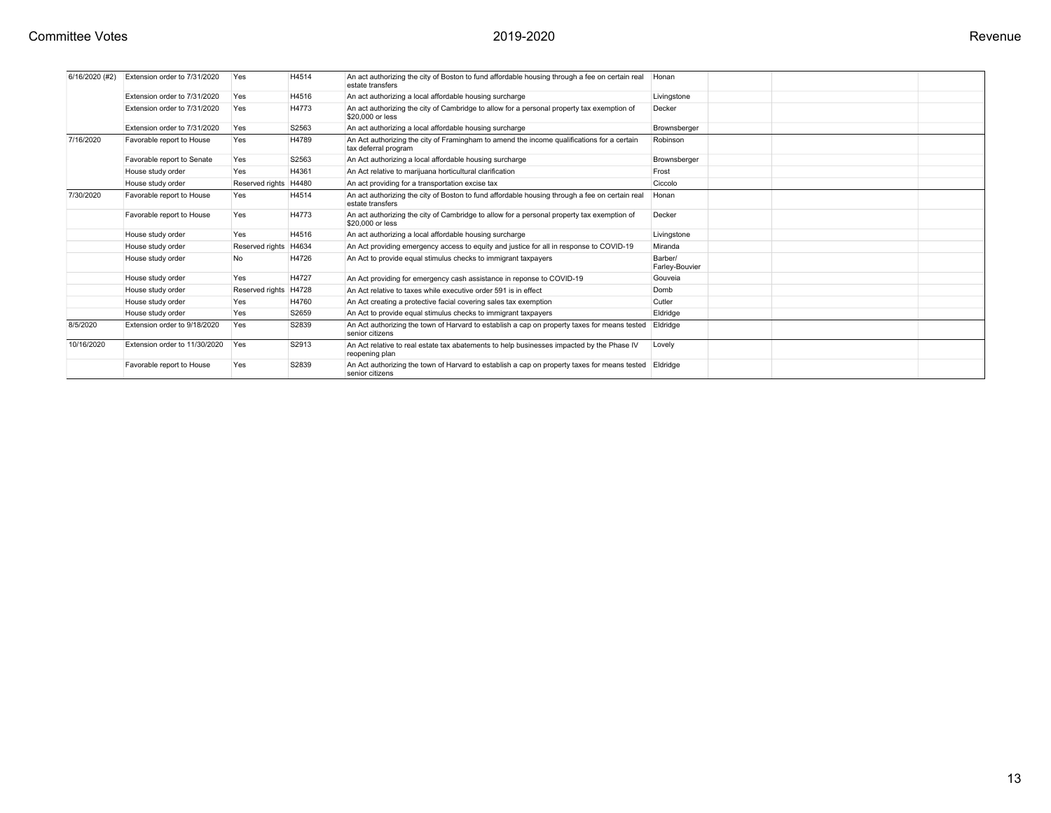| | | | | | | | | |
|---|---|---|---|---|---|---|---|---|
| 6/16/2020 (#2) | Extension order to 7/31/2020 | Yes | H4514 | An act authorizing the city of Boston to fund affordable housing through a fee on certain real estate transfers | Honan | | | |
| | Extension order to 7/31/2020 | Yes | H4516 | An act authorizing a local affordable housing surcharge | Livingstone | | | |
| | Extension order to 7/31/2020 | Yes | H4773 | An act authorizing the city of Cambridge to allow for a personal property tax exemption of $20,000 or less | Decker | | | |
| | Extension order to 7/31/2020 | Yes | S2563 | An act authorizing a local affordable housing surcharge | Brownsberger | | | |
| 7/16/2020 | Favorable report to House | Yes | H4789 | An Act authorizing the city of Framingham to amend the income qualifications for a certain tax deferral program | Robinson | | | |
| | Favorable report to Senate | Yes | S2563 | An Act authorizing a local affordable housing surcharge | Brownsberger | | | |
| | House study order | Yes | H4361 | An Act relative to marijuana horticultural clarification | Frost | | | |
| | House study order | Reserved rights | H4480 | An act providing for a transportation excise tax | Ciccolo | | | |
| 7/30/2020 | Favorable report to House | Yes | H4514 | An act authorizing the city of Boston to fund affordable housing through a fee on certain real estate transfers | Honan | | | |
| | Favorable report to House | Yes | H4773 | An act authorizing the city of Cambridge to allow for a personal property tax exemption of $20,000 or less | Decker | | | |
| | House study order | Yes | H4516 | An act authorizing a local affordable housing surcharge | Livingstone | | | |
| | House study order | Reserved rights | H4634 | An Act providing emergency access to equity and justice for all in response to COVID-19 | Miranda | | | |
| | House study order | No | H4726 | An Act to provide equal stimulus checks to immigrant taxpayers | Barber/ Farley-Bouvier | | | |
| | House study order | Yes | H4727 | An Act providing for emergency cash assistance in reponse to COVID-19 | Gouveia | | | |
| | House study order | Reserved rights | H4728 | An Act relative to taxes while executive order 591 is in effect | Domb | | | |
| | House study order | Yes | H4760 | An Act creating a protective facial covering sales tax exemption | Cutler | | | |
| | House study order | Yes | S2659 | An Act to provide equal stimulus checks to immigrant taxpayers | Eldridge | | | |
| 8/5/2020 | Extension order to 9/18/2020 | Yes | S2839 | An Act authorizing the town of Harvard to establish a cap on property taxes for means tested senior citizens | Eldridge | | | |
| 10/16/2020 | Extension order to 11/30/2020 | Yes | S2913 | An Act relative to real estate tax abatements to help businesses impacted by the Phase IV reopening plan | Lovely | | | |
| | Favorable report to House | Yes | S2839 | An Act authorizing the town of Harvard to establish a cap on property taxes for means tested senior citizens | Eldridge | | | |